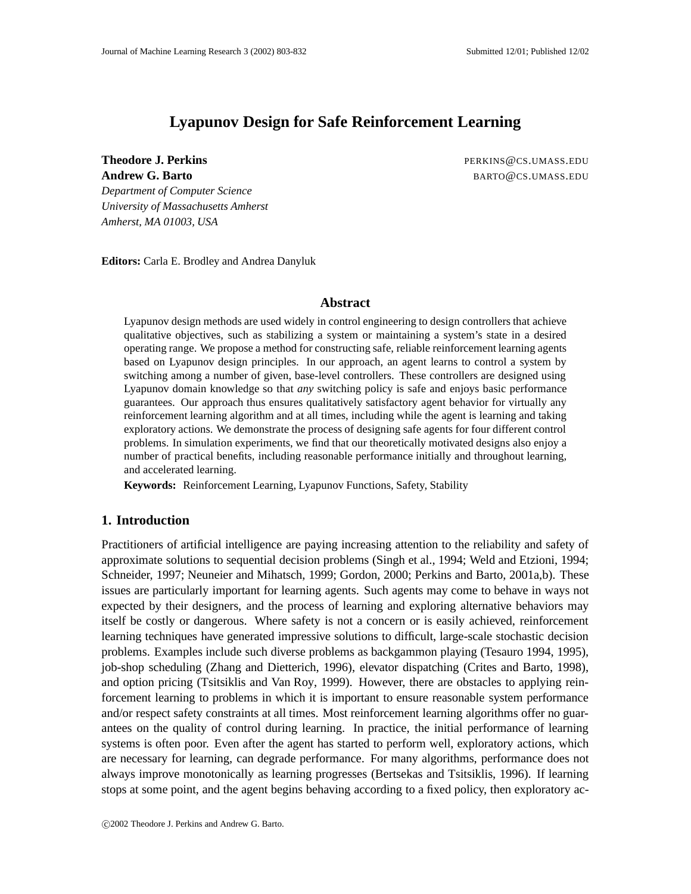# Lyapunov Design for Safe Reinforcement Learning

**Theodore J. Perkins** PERKINS@CS.UMASS.EDU
**Andrew G. Barto** BARTO@CS.UMASS.EDU
*Department of Computer Science*
*University of Massachusetts Amherst*
*Amherst, MA 01003, USA*

**Editors:** Carla E. Brodley and Andrea Danyluk

## Abstract

Lyapunov design methods are used widely in control engineering to design controllers that achieve qualitative objectives, such as stabilizing a system or maintaining a system's state in a desired operating range. We propose a method for constructing safe, reliable reinforcement learning agents based on Lyapunov design principles. In our approach, an agent learns to control a system by switching among a number of given, base-level controllers. These controllers are designed using Lyapunov domain knowledge so that *any* switching policy is safe and enjoys basic performance guarantees. Our approach thus ensures qualitatively satisfactory agent behavior for virtually any reinforcement learning algorithm and at all times, including while the agent is learning and taking exploratory actions. We demonstrate the process of designing safe agents for four different control problems. In simulation experiments, we find that our theoretically motivated designs also enjoy a number of practical benefits, including reasonable performance initially and throughout learning, and accelerated learning.

**Keywords:** Reinforcement Learning, Lyapunov Functions, Safety, Stability

## 1. Introduction

Practitioners of artificial intelligence are paying increasing attention to the reliability and safety of approximate solutions to sequential decision problems (Singh et al., 1994; Weld and Etzioni, 1994; Schneider, 1997; Neuneier and Mihatsch, 1999; Gordon, 2000; Perkins and Barto, 2001a,b). These issues are particularly important for learning agents. Such agents may come to behave in ways not expected by their designers, and the process of learning and exploring alternative behaviors may itself be costly or dangerous. Where safety is not a concern or is easily achieved, reinforcement learning techniques have generated impressive solutions to difficult, large-scale stochastic decision problems. Examples include such diverse problems as backgammon playing (Tesauro 1994, 1995), job-shop scheduling (Zhang and Dietterich, 1996), elevator dispatching (Crites and Barto, 1998), and option pricing (Tsitsiklis and Van Roy, 1999). However, there are obstacles to applying reinforcement learning to problems in which it is important to ensure reasonable system performance and/or respect safety constraints at all times. Most reinforcement learning algorithms offer no guarantees on the quality of control during learning. In practice, the initial performance of learning systems is often poor. Even after the agent has started to perform well, exploratory actions, which are necessary for learning, can degrade performance. For many algorithms, performance does not always improve monotonically as learning progresses (Bertsekas and Tsitsiklis, 1996). If learning stops at some point, and the agent begins behaving according to a fixed policy, then exploratory ac-

©2002 Theodore J. Perkins and Andrew G. Barto.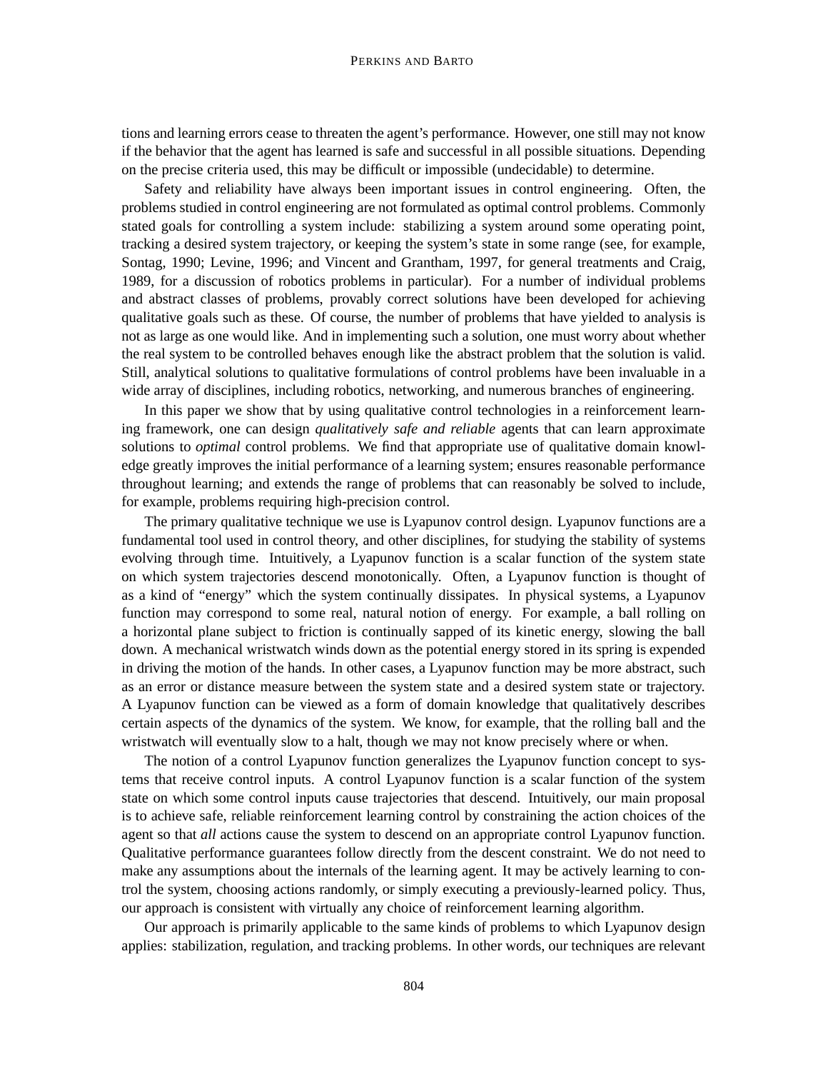tions and learning errors cease to threaten the agent's performance. However, one still may not know if the behavior that the agent has learned is safe and successful in all possible situations. Depending on the precise criteria used, this may be difficult or impossible (undecidable) to determine.

Safety and reliability have always been important issues in control engineering. Often, the problems studied in control engineering are not formulated as optimal control problems. Commonly stated goals for controlling a system include: stabilizing a system around some operating point, tracking a desired system trajectory, or keeping the system's state in some range (see, for example, Sontag, 1990; Levine, 1996; and Vincent and Grantham, 1997, for general treatments and Craig, 1989, for a discussion of robotics problems in particular). For a number of individual problems and abstract classes of problems, provably correct solutions have been developed for achieving qualitative goals such as these. Of course, the number of problems that have yielded to analysis is not as large as one would like. And in implementing such a solution, one must worry about whether the real system to be controlled behaves enough like the abstract problem that the solution is valid. Still, analytical solutions to qualitative formulations of control problems have been invaluable in a wide array of disciplines, including robotics, networking, and numerous branches of engineering.

In this paper we show that by using qualitative control technologies in a reinforcement learning framework, one can design *qualitatively safe and reliable* agents that can learn approximate solutions to *optimal* control problems. We find that appropriate use of qualitative domain knowledge greatly improves the initial performance of a learning system; ensures reasonable performance throughout learning; and extends the range of problems that can reasonably be solved to include, for example, problems requiring high-precision control.

The primary qualitative technique we use is Lyapunov control design. Lyapunov functions are a fundamental tool used in control theory, and other disciplines, for studying the stability of systems evolving through time. Intuitively, a Lyapunov function is a scalar function of the system state on which system trajectories descend monotonically. Often, a Lyapunov function is thought of as a kind of "energy" which the system continually dissipates. In physical systems, a Lyapunov function may correspond to some real, natural notion of energy. For example, a ball rolling on a horizontal plane subject to friction is continually sapped of its kinetic energy, slowing the ball down. A mechanical wristwatch winds down as the potential energy stored in its spring is expended in driving the motion of the hands. In other cases, a Lyapunov function may be more abstract, such as an error or distance measure between the system state and a desired system state or trajectory. A Lyapunov function can be viewed as a form of domain knowledge that qualitatively describes certain aspects of the dynamics of the system. We know, for example, that the rolling ball and the wristwatch will eventually slow to a halt, though we may not know precisely where or when.

The notion of a control Lyapunov function generalizes the Lyapunov function concept to systems that receive control inputs. A control Lyapunov function is a scalar function of the system state on which some control inputs cause trajectories that descend. Intuitively, our main proposal is to achieve safe, reliable reinforcement learning control by constraining the action choices of the agent so that *all* actions cause the system to descend on an appropriate control Lyapunov function. Qualitative performance guarantees follow directly from the descent constraint. We do not need to make any assumptions about the internals of the learning agent. It may be actively learning to control the system, choosing actions randomly, or simply executing a previously-learned policy. Thus, our approach is consistent with virtually any choice of reinforcement learning algorithm.

Our approach is primarily applicable to the same kinds of problems to which Lyapunov design applies: stabilization, regulation, and tracking problems. In other words, our techniques are relevant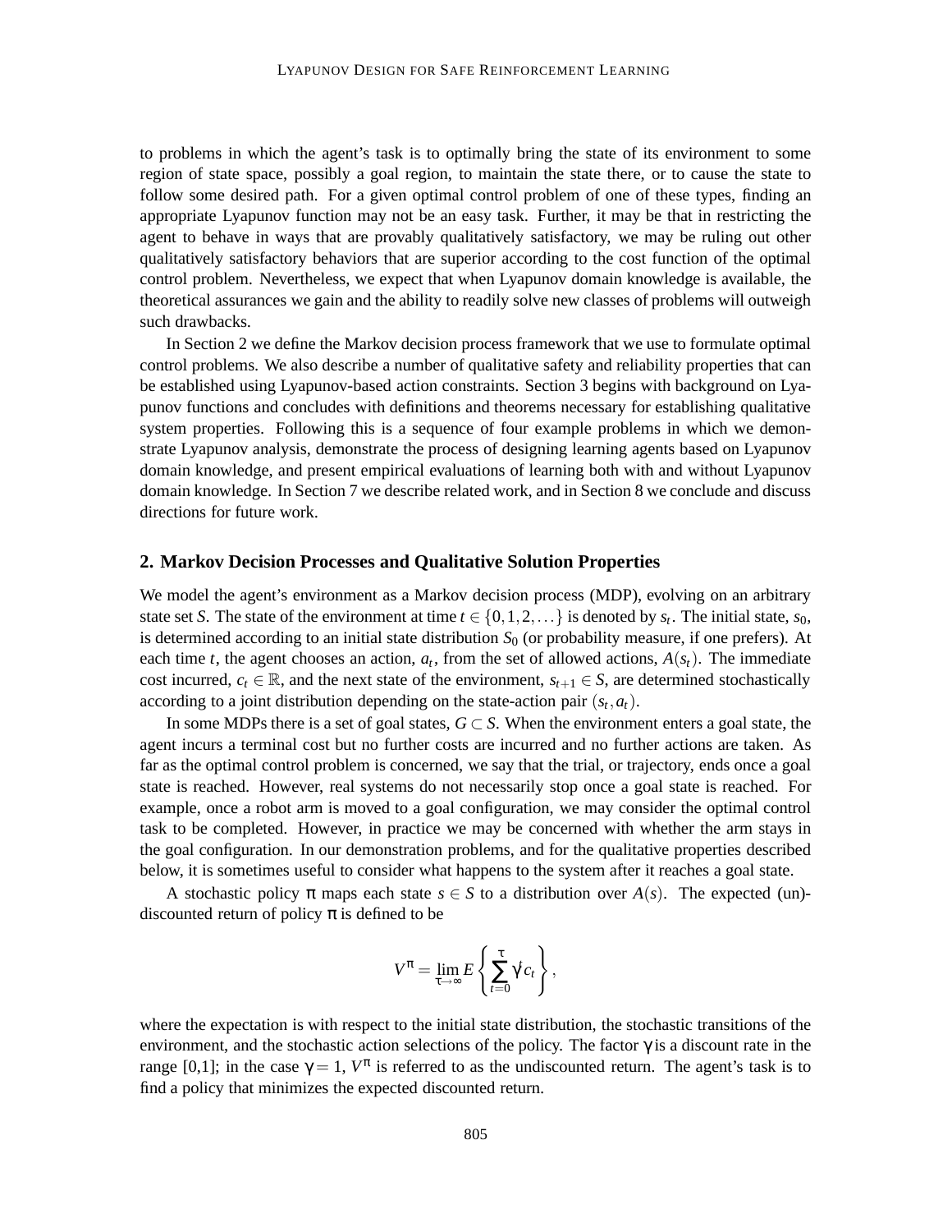to problems in which the agent's task is to optimally bring the state of its environment to some region of state space, possibly a goal region, to maintain the state there, or to cause the state to follow some desired path. For a given optimal control problem of one of these types, finding an appropriate Lyapunov function may not be an easy task. Further, it may be that in restricting the agent to behave in ways that are provably qualitatively satisfactory, we may be ruling out other qualitatively satisfactory behaviors that are superior according to the cost function of the optimal control problem. Nevertheless, we expect that when Lyapunov domain knowledge is available, the theoretical assurances we gain and the ability to readily solve new classes of problems will outweigh such drawbacks.

In Section 2 we define the Markov decision process framework that we use to formulate optimal control problems. We also describe a number of qualitative safety and reliability properties that can be established using Lyapunov-based action constraints. Section 3 begins with background on Lyapunov functions and concludes with definitions and theorems necessary for establishing qualitative system properties. Following this is a sequence of four example problems in which we demonstrate Lyapunov analysis, demonstrate the process of designing learning agents based on Lyapunov domain knowledge, and present empirical evaluations of learning both with and without Lyapunov domain knowledge. In Section 7 we describe related work, and in Section 8 we conclude and discuss directions for future work.

## 2. Markov Decision Processes and Qualitative Solution Properties

We model the agent's environment as a Markov decision process (MDP), evolving on an arbitrary state set $S$. The state of the environment at time $t \in \{0,1,2,\ldots\}$ is denoted by $s_t$. The initial state, $s_0$, is determined according to an initial state distribution $S_0$ (or probability measure, if one prefers). At each time $t$, the agent chooses an action, $a_t$, from the set of allowed actions, $A(s_t)$. The immediate cost incurred, $c_t \in \mathbb{R}$, and the next state of the environment, $s_{t+1} \in S$, are determined stochastically according to a joint distribution depending on the state-action pair $(s_t, a_t)$.

In some MDPs there is a set of goal states, $G \subset S$. When the environment enters a goal state, the agent incurs a terminal cost but no further costs are incurred and no further actions are taken. As far as the optimal control problem is concerned, we say that the trial, or trajectory, ends once a goal state is reached. However, real systems do not necessarily stop once a goal state is reached. For example, once a robot arm is moved to a goal configuration, we may consider the optimal control task to be completed. However, in practice we may be concerned with whether the arm stays in the goal configuration. In our demonstration problems, and for the qualitative properties described below, it is sometimes useful to consider what happens to the system after it reaches a goal state.

A stochastic policy $\pi$ maps each state $s \in S$ to a distribution over $A(s)$. The expected (un)-discounted return of policy $\pi$ is defined to be

$$V^{\pi} = \lim_{\tau \to \infty} E\left\{ \sum_{t=0}^{\tau} \gamma^t c_t \right\},$$

where the expectation is with respect to the initial state distribution, the stochastic transitions of the environment, and the stochastic action selections of the policy. The factor $\gamma$ is a discount rate in the range [0,1]; in the case $\gamma = 1$, $V^{\pi}$ is referred to as the undiscounted return. The agent's task is to find a policy that minimizes the expected discounted return.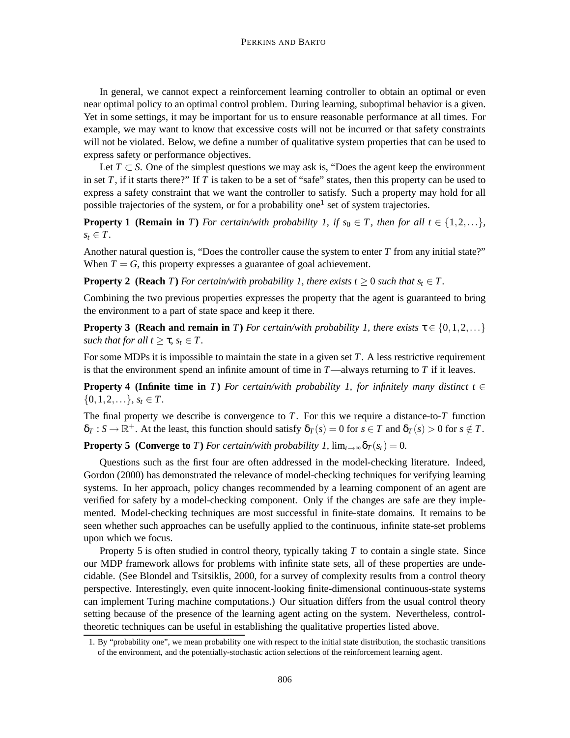In general, we cannot expect a reinforcement learning controller to obtain an optimal or even near optimal policy to an optimal control problem. During learning, suboptimal behavior is a given. Yet in some settings, it may be important for us to ensure reasonable performance at all times. For example, we may want to know that excessive costs will not be incurred or that safety constraints will not be violated. Below, we define a number of qualitative system properties that can be used to express safety or performance objectives.

Let $T \subset S$. One of the simplest questions we may ask is, "Does the agent keep the environment in set $T$, if it starts there?" If $T$ is taken to be a set of "safe" states, then this property can be used to express a safety constraint that we want the controller to satisfy. Such a property may hold for all possible trajectories of the system, or for a probability one[1] set of system trajectories.

**Property 1 (Remain in $T$)** *For certain/with probability 1, if $s_0 \in T$, then for all $t \in \{1,2,\ldots\}$, $s_t \in T$.*

Another natural question is, "Does the controller cause the system to enter $T$ from any initial state?" When $T = G$, this property expresses a guarantee of goal achievement.

**Property 2 (Reach $T$)** *For certain/with probability 1, there exists $t \geq 0$ such that $s_t \in T$.*

Combining the two previous properties expresses the property that the agent is guaranteed to bring the environment to a part of state space and keep it there.

**Property 3 (Reach and remain in $T$)** *For certain/with probability 1, there exists $\tau \in \{0,1,2,\ldots\}$ such that for all $t \geq \tau$, $s_t \in T$.*

For some MDPs it is impossible to maintain the state in a given set $T$. A less restrictive requirement is that the environment spend an infinite amount of time in $T$—always returning to $T$ if it leaves.

**Property 4 (Infinite time in $T$)** *For certain/with probability 1, for infinitely many distinct $t \in \{0,1,2,\ldots\}$, $s_t \in T$.*

The final property we describe is convergence to $T$. For this we require a distance-to-$T$ function $\delta_T : S \to \mathbb{R}^+$. At the least, this function should satisfy $\delta_T(s) = 0$ for $s \in T$ and $\delta_T(s) > 0$ for $s \notin T$.

**Property 5 (Converge to $T$)** *For certain/with probability 1, $\lim_{t\to\infty} \delta_T(s_t) = 0$.*

Questions such as the first four are often addressed in the model-checking literature. Indeed, Gordon (2000) has demonstrated the relevance of model-checking techniques for verifying learning systems. In her approach, policy changes recommended by a learning component of an agent are verified for safety by a model-checking component. Only if the changes are safe are they implemented. Model-checking techniques are most successful in finite-state domains. It remains to be seen whether such approaches can be usefully applied to the continuous, infinite state-set problems upon which we focus.

Property 5 is often studied in control theory, typically taking $T$ to contain a single state. Since our MDP framework allows for problems with infinite state sets, all of these properties are undecidable. (See Blondel and Tsitsiklis, 2000, for a survey of complexity results from a control theory perspective. Interestingly, even quite innocent-looking finite-dimensional continuous-state systems can implement Turing machine computations.) Our situation differs from the usual control theory setting because of the presence of the learning agent acting on the system. Nevertheless, control-theoretic techniques can be useful in establishing the qualitative properties listed above.

1. By "probability one", we mean probability one with respect to the initial state distribution, the stochastic transitions of the environment, and the potentially-stochastic action selections of the reinforcement learning agent.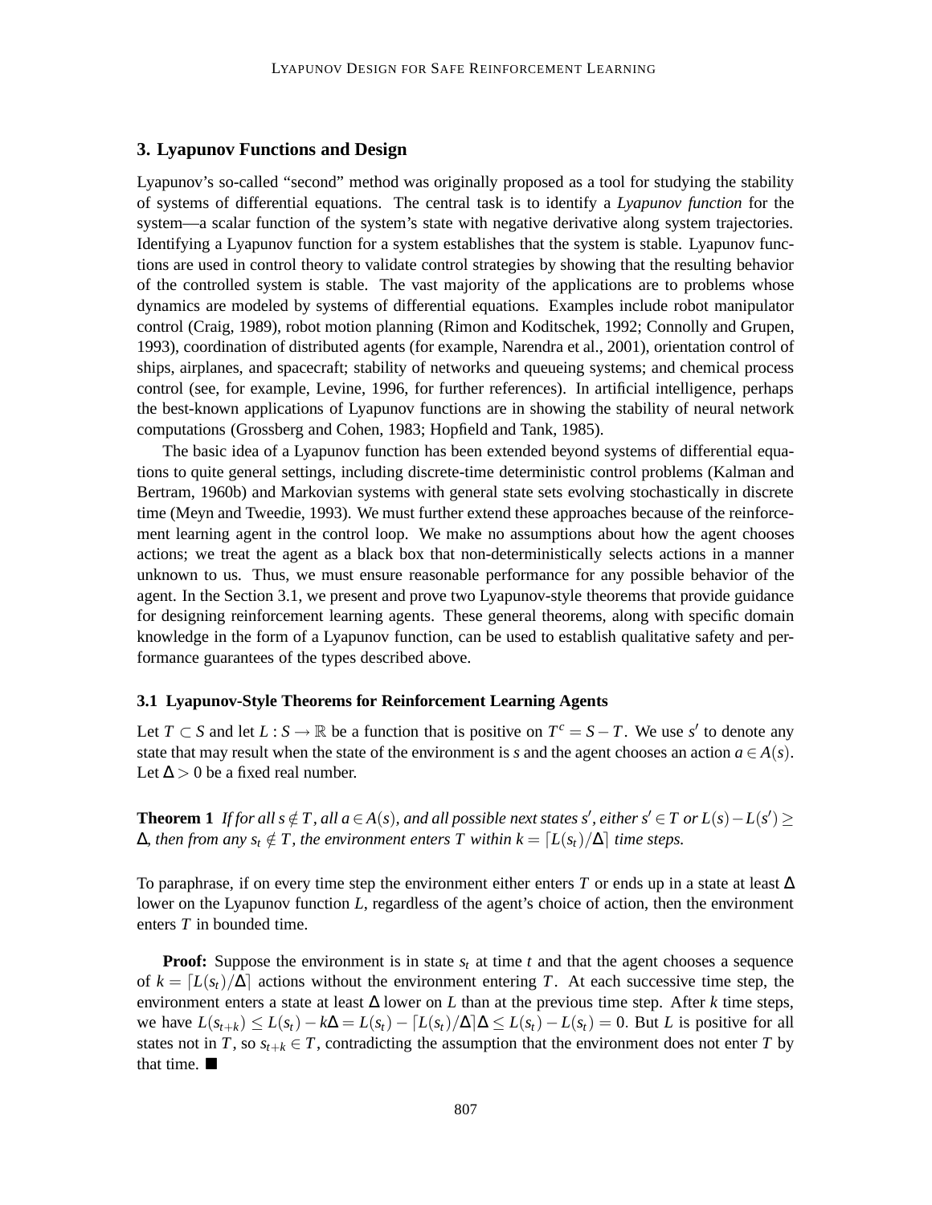## 3. Lyapunov Functions and Design

Lyapunov's so-called "second" method was originally proposed as a tool for studying the stability of systems of differential equations. The central task is to identify a *Lyapunov function* for the system—a scalar function of the system's state with negative derivative along system trajectories. Identifying a Lyapunov function for a system establishes that the system is stable. Lyapunov functions are used in control theory to validate control strategies by showing that the resulting behavior of the controlled system is stable. The vast majority of the applications are to problems whose dynamics are modeled by systems of differential equations. Examples include robot manipulator control (Craig, 1989), robot motion planning (Rimon and Koditschek, 1992; Connolly and Grupen, 1993), coordination of distributed agents (for example, Narendra et al., 2001), orientation control of ships, airplanes, and spacecraft; stability of networks and queueing systems; and chemical process control (see, for example, Levine, 1996, for further references). In artificial intelligence, perhaps the best-known applications of Lyapunov functions are in showing the stability of neural network computations (Grossberg and Cohen, 1983; Hopfield and Tank, 1985).

The basic idea of a Lyapunov function has been extended beyond systems of differential equations to quite general settings, including discrete-time deterministic control problems (Kalman and Bertram, 1960b) and Markovian systems with general state sets evolving stochastically in discrete time (Meyn and Tweedie, 1993). We must further extend these approaches because of the reinforcement learning agent in the control loop. We make no assumptions about how the agent chooses actions; we treat the agent as a black box that non-deterministically selects actions in a manner unknown to us. Thus, we must ensure reasonable performance for any possible behavior of the agent. In the Section 3.1, we present and prove two Lyapunov-style theorems that provide guidance for designing reinforcement learning agents. These general theorems, along with specific domain knowledge in the form of a Lyapunov function, can be used to establish qualitative safety and performance guarantees of the types described above.

### 3.1 Lyapunov-Style Theorems for Reinforcement Learning Agents

Let $T \subset S$ and let $L : S \to \mathbb{R}$ be a function that is positive on $T^c = S - T$. We use $s'$ to denote any state that may result when the state of the environment is $s$ and the agent chooses an action $a \in A(s)$. Let $\Delta > 0$ be a fixed real number.

**Theorem 1** *If for all $s \notin T$, all $a \in A(s)$, and all possible next states $s'$, either $s' \in T$ or $L(s) - L(s') \geq \Delta$, then from any $s_t \notin T$, the environment enters $T$ within $k = \lceil L(s_t)/\Delta \rceil$ time steps.*

To paraphrase, if on every time step the environment either enters $T$ or ends up in a state at least $\Delta$ lower on the Lyapunov function $L$, regardless of the agent's choice of action, then the environment enters $T$ in bounded time.

**Proof:** Suppose the environment is in state $s_t$ at time $t$ and that the agent chooses a sequence of $k = \lceil L(s_t)/\Delta \rceil$ actions without the environment entering $T$. At each successive time step, the environment enters a state at least $\Delta$ lower on $L$ than at the previous time step. After $k$ time steps, we have $L(s_{t+k}) \leq L(s_t) - k\Delta = L(s_t) - \lceil L(s_t)/\Delta \rceil \Delta \leq L(s_t) - L(s_t) = 0$. But $L$ is positive for all states not in $T$, so $s_{t+k} \in T$, contradicting the assumption that the environment does not enter $T$ by that time. ■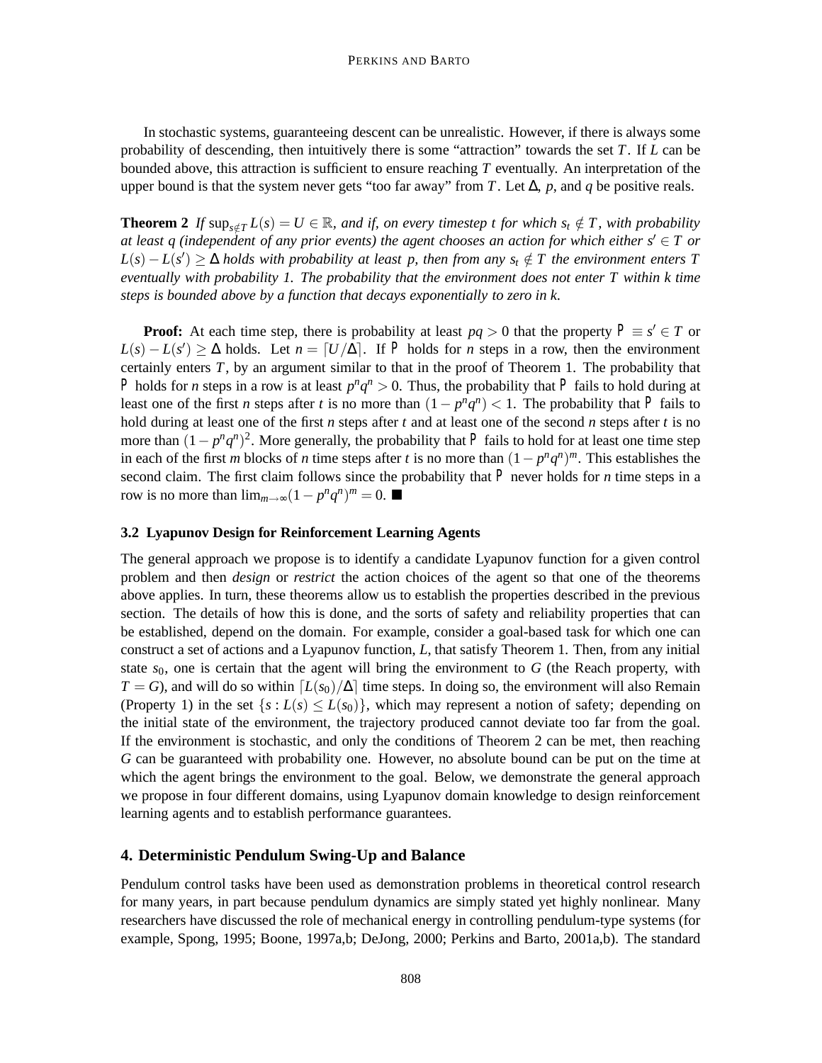In stochastic systems, guaranteeing descent can be unrealistic. However, if there is always some probability of descending, then intuitively there is some "attraction" towards the set $T$. If $L$ can be bounded above, this attraction is sufficient to ensure reaching $T$ eventually. An interpretation of the upper bound is that the system never gets "too far away" from $T$. Let $\Delta$, $p$, and $q$ be positive reals.

**Theorem 2** *If $\sup_{s \notin T} L(s) = U \in \mathbb{R}$, and if, on every timestep $t$ for which $s_t \notin T$, with probability at least $q$ (independent of any prior events) the agent chooses an action for which either $s' \in T$ or $L(s) - L(s') \geq \Delta$ holds with probability at least $p$, then from any $s_t \notin T$ the environment enters $T$ eventually with probability 1. The probability that the environment does not enter $T$ within $k$ time steps is bounded above by a function that decays exponentially to zero in $k$.*

**Proof:** At each time step, there is probability at least $pq > 0$ that the property $\mathsf{P} \equiv s' \in T$ or $L(s) - L(s') \geq \Delta$ holds. Let $n = \lceil U/\Delta \rceil$. If $\mathsf{P}$ holds for $n$ steps in a row, then the environment certainly enters $T$, by an argument similar to that in the proof of Theorem 1. The probability that $\mathsf{P}$ holds for $n$ steps in a row is at least $p^n q^n > 0$. Thus, the probability that $\mathsf{P}$ fails to hold during at least one of the first $n$ steps after $t$ is no more than $(1 - p^n q^n) < 1$. The probability that $\mathsf{P}$ fails to hold during at least one of the first $n$ steps after $t$ and at least one of the second $n$ steps after $t$ is no more than $(1 - p^n q^n)^2$. More generally, the probability that $\mathsf{P}$ fails to hold for at least one time step in each of the first $m$ blocks of $n$ time steps after $t$ is no more than $(1 - p^n q^n)^m$. This establishes the second claim. The first claim follows since the probability that $\mathsf{P}$ never holds for $n$ time steps in a row is no more than $\lim_{m \to \infty} (1 - p^n q^n)^m = 0$. ■

### 3.2 Lyapunov Design for Reinforcement Learning Agents

The general approach we propose is to identify a candidate Lyapunov function for a given control problem and then *design* or *restrict* the action choices of the agent so that one of the theorems above applies. In turn, these theorems allow us to establish the properties described in the previous section. The details of how this is done, and the sorts of safety and reliability properties that can be established, depend on the domain. For example, consider a goal-based task for which one can construct a set of actions and a Lyapunov function, $L$, that satisfy Theorem 1. Then, from any initial state $s_0$, one is certain that the agent will bring the environment to $G$ (the Reach property, with $T = G$), and will do so within $\lceil L(s_0)/\Delta \rceil$ time steps. In doing so, the environment will also Remain (Property 1) in the set $\{s : L(s) \leq L(s_0)\}$, which may represent a notion of safety; depending on the initial state of the environment, the trajectory produced cannot deviate too far from the goal. If the environment is stochastic, and only the conditions of Theorem 2 can be met, then reaching $G$ can be guaranteed with probability one. However, no absolute bound can be put on the time at which the agent brings the environment to the goal. Below, we demonstrate the general approach we propose in four different domains, using Lyapunov domain knowledge to design reinforcement learning agents and to establish performance guarantees.

## 4. Deterministic Pendulum Swing-Up and Balance

Pendulum control tasks have been used as demonstration problems in theoretical control research for many years, in part because pendulum dynamics are simply stated yet highly nonlinear. Many researchers have discussed the role of mechanical energy in controlling pendulum-type systems (for example, Spong, 1995; Boone, 1997a,b; DeJong, 2000; Perkins and Barto, 2001a,b). The standard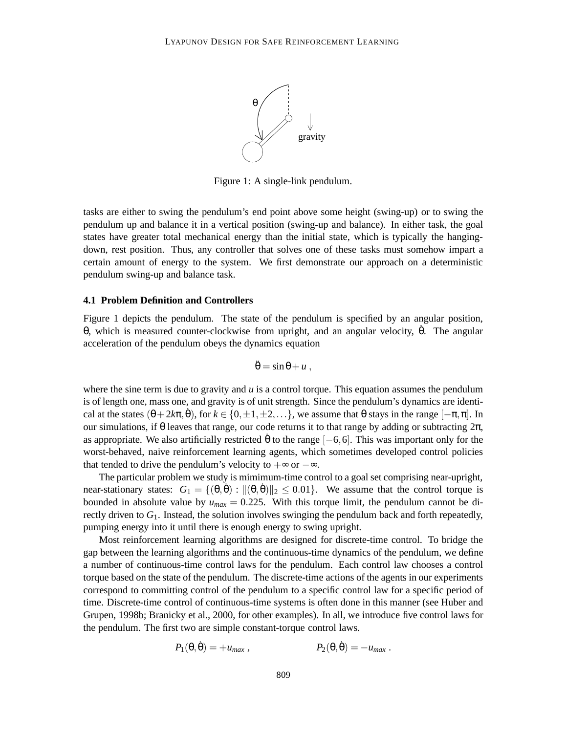Figure 1: A single-link pendulum.

tasks are either to swing the pendulum's end point above some height (swing-up) or to swing the pendulum up and balance it in a vertical position (swing-up and balance). In either task, the goal states have greater total mechanical energy than the initial state, which is typically the hanging-down, rest position. Thus, any controller that solves one of these tasks must somehow impart a certain amount of energy to the system. We first demonstrate our approach on a deterministic pendulum swing-up and balance task.

### 4.1 Problem Definition and Controllers

Figure 1 depicts the pendulum. The state of the pendulum is specified by an angular position, $\theta$, which is measured counter-clockwise from upright, and an angular velocity, $\dot{\theta}$. The angular acceleration of the pendulum obeys the dynamics equation

$$\ddot{\theta} = \sin\theta + u \ ,$$

where the sine term is due to gravity and $u$ is a control torque. This equation assumes the pendulum is of length one, mass one, and gravity is of unit strength. Since the pendulum's dynamics are identical at the states $(\theta + 2k\pi, \dot{\theta})$, for $k \in \{0, \pm 1, \pm 2, \ldots\}$, we assume that $\theta$ stays in the range $[-\pi, \pi]$. In our simulations, if $\theta$ leaves that range, our code returns it to that range by adding or subtracting $2\pi$, as appropriate. We also artificially restricted $\dot{\theta}$ to the range $[-6, 6]$. This was important only for the worst-behaved, naive reinforcement learning agents, which sometimes developed control policies that tended to drive the pendulum's velocity to $+\infty$ or $-\infty$.

The particular problem we study is mimimum-time control to a goal set comprising near-upright, near-stationary states: $G_1 = \{(\theta, \dot{\theta}) : \|(\theta, \dot{\theta})\|_2 \leq 0.01\}$. We assume that the control torque is bounded in absolute value by $u_{max} = 0.225$. With this torque limit, the pendulum cannot be directly driven to $G_1$. Instead, the solution involves swinging the pendulum back and forth repeatedly, pumping energy into it until there is enough energy to swing upright.

Most reinforcement learning algorithms are designed for discrete-time control. To bridge the gap between the learning algorithms and the continuous-time dynamics of the pendulum, we define a number of continuous-time control laws for the pendulum. Each control law chooses a control torque based on the state of the pendulum. The discrete-time actions of the agents in our experiments correspond to committing control of the pendulum to a specific control law for a specific period of time. Discrete-time control of continuous-time systems is often done in this manner (see Huber and Grupen, 1998b; Branicky et al., 2000, for other examples). In all, we introduce five control laws for the pendulum. The first two are simple constant-torque control laws.

$$P_1(\theta, \dot{\theta}) = +u_{max} \ , \qquad\qquad P_2(\theta, \dot{\theta}) = -u_{max} \ .$$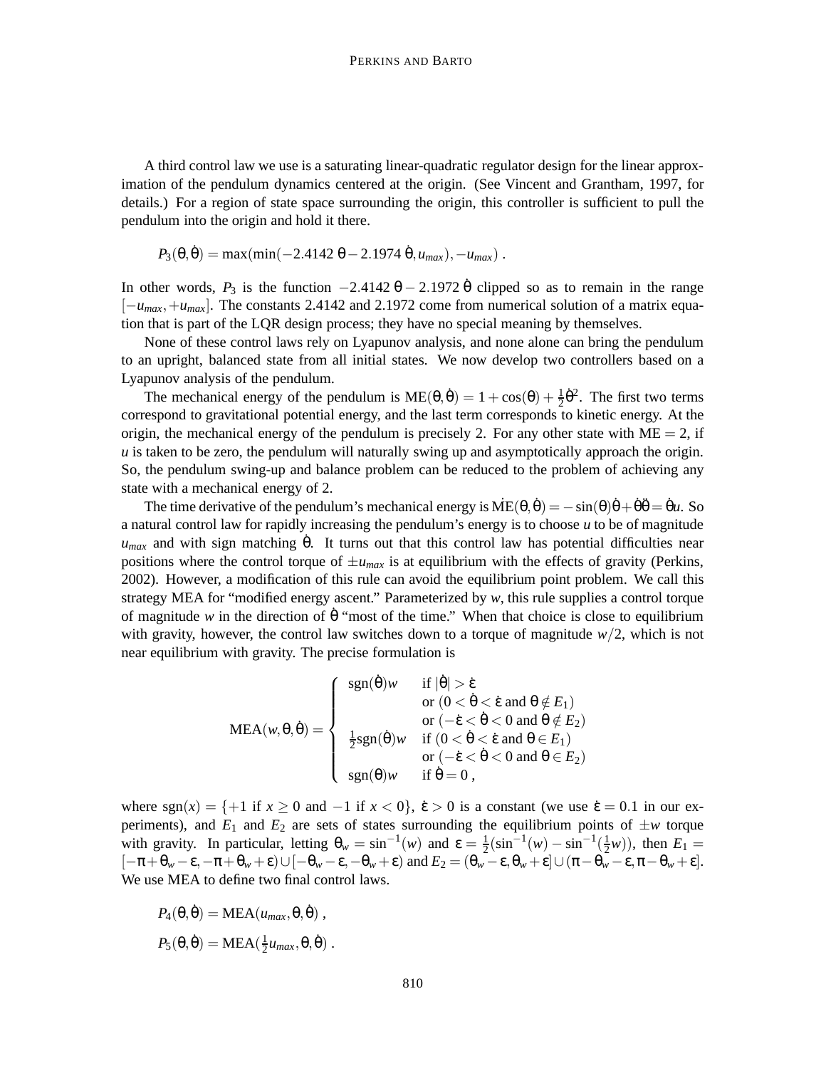A third control law we use is a saturating linear-quadratic regulator design for the linear approximation of the pendulum dynamics centered at the origin. (See Vincent and Grantham, 1997, for details.) For a region of state space surrounding the origin, this controller is sufficient to pull the pendulum into the origin and hold it there.

$$P_3(\theta,\dot\theta) = \max(\min(-2.4142\,\theta - 2.1974\,\dot\theta, u_{max}), -u_{max})\;.$$

In other words, $P_3$ is the function $-2.4142\,\theta - 2.1972\,\dot\theta$ clipped so as to remain in the range $[-u_{max}, +u_{max}]$. The constants 2.4142 and 2.1972 come from numerical solution of a matrix equation that is part of the LQR design process; they have no special meaning by themselves.

None of these control laws rely on Lyapunov analysis, and none alone can bring the pendulum to an upright, balanced state from all initial states. We now develop two controllers based on a Lyapunov analysis of the pendulum.

The mechanical energy of the pendulum is $\mathrm{ME}(\theta,\dot\theta) = 1+\cos(\theta)+\frac{1}{2}\dot\theta^2$. The first two terms correspond to gravitational potential energy, and the last term corresponds to kinetic energy. At the origin, the mechanical energy of the pendulum is precisely 2. For any other state with $\mathrm{ME} = 2$, if $u$ is taken to be zero, the pendulum will naturally swing up and asymptotically approach the origin. So, the pendulum swing-up and balance problem can be reduced to the problem of achieving any state with a mechanical energy of 2.

The time derivative of the pendulum's mechanical energy is $\dot{\mathrm{ME}}(\theta,\dot\theta) = -\sin(\theta)\dot\theta + \dot\theta\ddot\theta = \dot\theta u$. So a natural control law for rapidly increasing the pendulum's energy is to choose $u$ to be of magnitude $u_{max}$ and with sign matching $\dot\theta$. It turns out that this control law has potential difficulties near positions where the control torque of $\pm u_{max}$ is at equilibrium with the effects of gravity (Perkins, 2002). However, a modification of this rule can avoid the equilibrium point problem. We call this strategy MEA for "modified energy ascent." Parameterized by $w$, this rule supplies a control torque of magnitude $w$ in the direction of $\dot\theta$ "most of the time." When that choice is close to equilibrium with gravity, however, the control law switches down to a torque of magnitude $w/2$, which is not near equilibrium with gravity. The precise formulation is

$$\mathrm{MEA}(w,\theta,\dot\theta) = \begin{cases} \mathrm{sgn}(\dot\theta)w & \text{if } |\dot\theta| > \dot\varepsilon \\ & \text{or } (0<\dot\theta<\dot\varepsilon \text{ and } \theta\notin E_1) \\ & \text{or } (-\dot\varepsilon<\dot\theta<0 \text{ and } \theta\notin E_2) \\ \frac{1}{2}\mathrm{sgn}(\dot\theta)w & \text{if } (0<\dot\theta<\dot\varepsilon \text{ and } \theta\in E_1) \\ & \text{or } (-\dot\varepsilon<\dot\theta<0 \text{ and } \theta\in E_2) \\ \mathrm{sgn}(\theta)w & \text{if } \dot\theta = 0\,, \end{cases}$$

where $\mathrm{sgn}(x) = \{+1 \text{ if } x \geq 0 \text{ and } -1 \text{ if } x<0\}$, $\dot\varepsilon > 0$ is a constant (we use $\dot\varepsilon = 0.1$ in our experiments), and $E_1$ and $E_2$ are sets of states surrounding the equilibrium points of $\pm w$ torque with gravity. In particular, letting $\theta_w = \sin^{-1}(w)$ and $\varepsilon = \frac{1}{2}(\sin^{-1}(w) - \sin^{-1}(\frac{1}{2}w))$, then $E_1 = [-\pi+\theta_w-\varepsilon, -\pi+\theta_w+\varepsilon)\cup[-\theta_w-\varepsilon,-\theta_w+\varepsilon)$ and $E_2 = (\theta_w-\varepsilon,\theta_w+\varepsilon]\cup(\pi-\theta_w-\varepsilon,\pi-\theta_w+\varepsilon]$. We use MEA to define two final control laws.

$$P_4(\theta,\dot\theta) = \mathrm{MEA}(u_{max},\theta,\dot\theta)\,,$$

$$P_5(\theta,\dot\theta) = \mathrm{MEA}(\tfrac{1}{2}u_{max},\theta,\dot\theta)\,.$$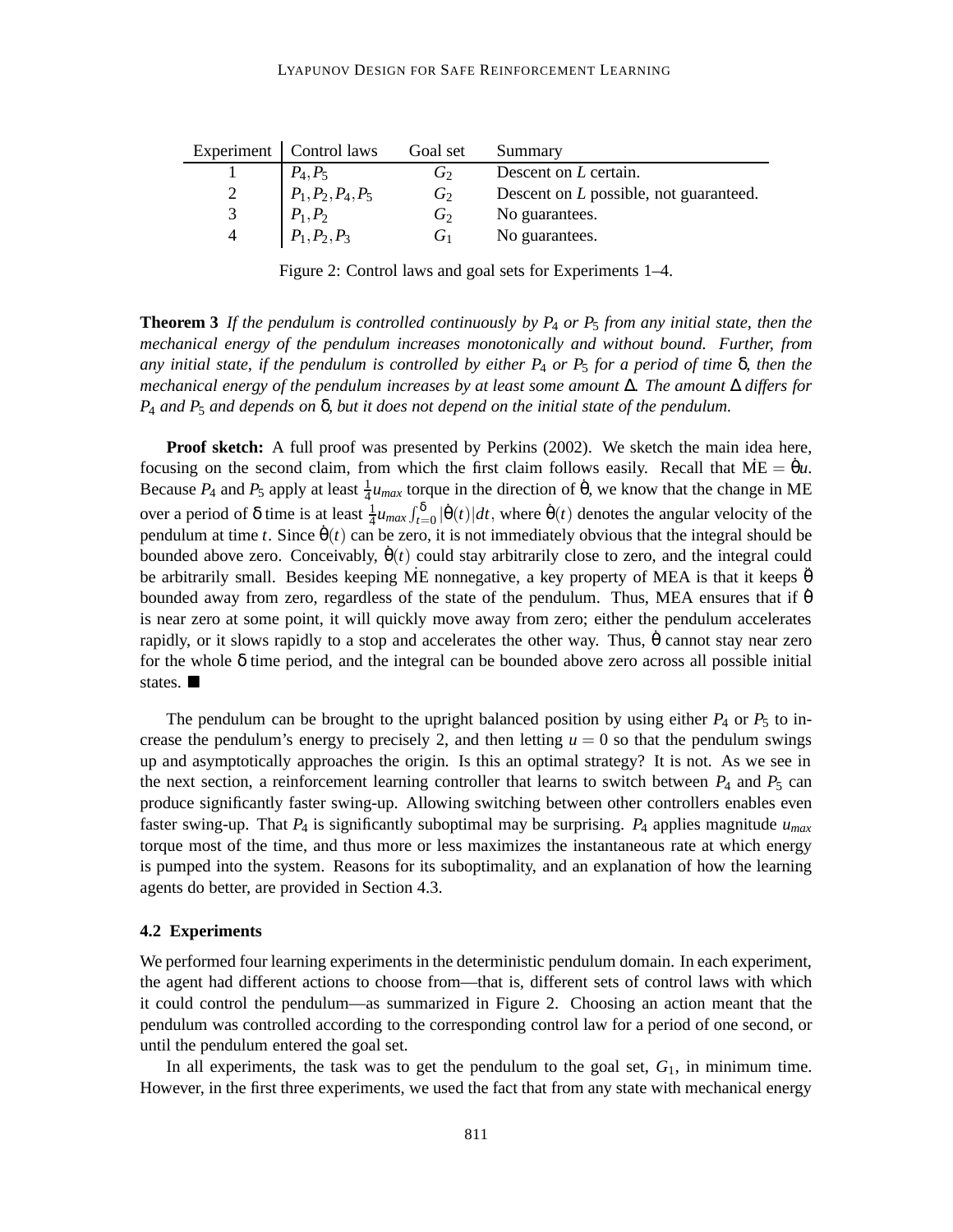| Experiment | Control laws | Goal set | Summary |
|---|---|---|---|
| 1 | $P_4, P_5$ | $G_2$ | Descent on $L$ certain. |
| 2 | $P_1, P_2, P_4, P_5$ | $G_2$ | Descent on $L$ possible, not guaranteed. |
| 3 | $P_1, P_2$ | $G_2$ | No guarantees. |
| 4 | $P_1, P_2, P_3$ | $G_1$ | No guarantees. |

Figure 2: Control laws and goal sets for Experiments 1–4.

**Theorem 3** *If the pendulum is controlled continuously by $P_4$ or $P_5$ from any initial state, then the mechanical energy of the pendulum increases monotonically and without bound. Further, from any initial state, if the pendulum is controlled by either $P_4$ or $P_5$ for a period of time $\delta$, then the mechanical energy of the pendulum increases by at least some amount $\Delta$. The amount $\Delta$ differs for $P_4$ and $P_5$ and depends on $\delta$, but it does not depend on the initial state of the pendulum.*

**Proof sketch:** A full proof was presented by Perkins (2002). We sketch the main idea here, focusing on the second claim, from which the first claim follows easily. Recall that $\dot{\text{ME}} = \dot{\theta}u$. Because $P_4$ and $P_5$ apply at least $\frac{1}{4}u_{max}$ torque in the direction of $\dot{\theta}$, we know that the change in ME over a period of $\delta$ time is at least $\frac{1}{4}u_{max}\int_{t=0}^{\delta}|\dot{\theta}(t)|dt$, where $\dot{\theta}(t)$ denotes the angular velocity of the pendulum at time $t$. Since $\dot{\theta}(t)$ can be zero, it is not immediately obvious that the integral should be bounded above zero. Conceivably, $\dot{\theta}(t)$ could stay arbitrarily close to zero, and the integral could be arbitrarily small. Besides keeping $\dot{\text{ME}}$ nonnegative, a key property of MEA is that it keeps $\ddot{\theta}$ bounded away from zero, regardless of the state of the pendulum. Thus, MEA ensures that if $\dot{\theta}$ is near zero at some point, it will quickly move away from zero; either the pendulum accelerates rapidly, or it slows rapidly to a stop and accelerates the other way. Thus, $\dot{\theta}$ cannot stay near zero for the whole $\delta$ time period, and the integral can be bounded above zero across all possible initial states. ■

The pendulum can be brought to the upright balanced position by using either $P_4$ or $P_5$ to increase the pendulum's energy to precisely 2, and then letting $u = 0$ so that the pendulum swings up and asymptotically approaches the origin. Is this an optimal strategy? It is not. As we see in the next section, a reinforcement learning controller that learns to switch between $P_4$ and $P_5$ can produce significantly faster swing-up. Allowing switching between other controllers enables even faster swing-up. That $P_4$ is significantly suboptimal may be surprising. $P_4$ applies magnitude $u_{max}$ torque most of the time, and thus more or less maximizes the instantaneous rate at which energy is pumped into the system. Reasons for its suboptimality, and an explanation of how the learning agents do better, are provided in Section 4.3.

### 4.2 Experiments

We performed four learning experiments in the deterministic pendulum domain. In each experiment, the agent had different actions to choose from—that is, different sets of control laws with which it could control the pendulum—as summarized in Figure 2. Choosing an action meant that the pendulum was controlled according to the corresponding control law for a period of one second, or until the pendulum entered the goal set.

In all experiments, the task was to get the pendulum to the goal set, $G_1$, in minimum time. However, in the first three experiments, we used the fact that from any state with mechanical energy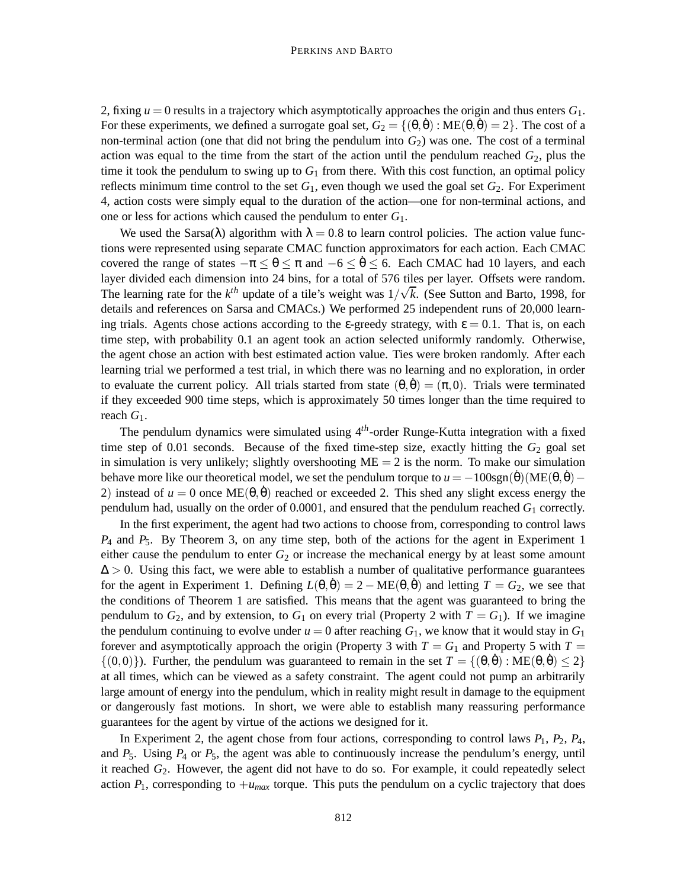2, fixing $u = 0$ results in a trajectory which asymptotically approaches the origin and thus enters $G_1$. For these experiments, we defined a surrogate goal set, $G_2 = \{(\theta, \dot{\theta}) : \text{ME}(\theta, \dot{\theta}) = 2\}$. The cost of a non-terminal action (one that did not bring the pendulum into $G_2$) was one. The cost of a terminal action was equal to the time from the start of the action until the pendulum reached $G_2$, plus the time it took the pendulum to swing up to $G_1$ from there. With this cost function, an optimal policy reflects minimum time control to the set $G_1$, even though we used the goal set $G_2$. For Experiment 4, action costs were simply equal to the duration of the action—one for non-terminal actions, and one or less for actions which caused the pendulum to enter $G_1$.

We used the Sarsa($\lambda$) algorithm with $\lambda = 0.8$ to learn control policies. The action value functions were represented using separate CMAC function approximators for each action. Each CMAC covered the range of states $-\pi \le \theta \le \pi$ and $-6 \le \dot{\theta} \le 6$. Each CMAC had 10 layers, and each layer divided each dimension into 24 bins, for a total of 576 tiles per layer. Offsets were random. The learning rate for the $k^{th}$ update of a tile's weight was $1/\sqrt{k}$. (See Sutton and Barto, 1998, for details and references on Sarsa and CMACs.) We performed 25 independent runs of 20,000 learning trials. Agents chose actions according to the $\varepsilon$-greedy strategy, with $\varepsilon = 0.1$. That is, on each time step, with probability 0.1 an agent took an action selected uniformly randomly. Otherwise, the agent chose an action with best estimated action value. Ties were broken randomly. After each learning trial we performed a test trial, in which there was no learning and no exploration, in order to evaluate the current policy. All trials started from state $(\theta, \dot{\theta}) = (\pi, 0)$. Trials were terminated if they exceeded 900 time steps, which is approximately 50 times longer than the time required to reach $G_1$.

The pendulum dynamics were simulated using $4^{th}$-order Runge-Kutta integration with a fixed time step of 0.01 seconds. Because of the fixed time-step size, exactly hitting the $G_2$ goal set in simulation is very unlikely; slightly overshooting $\text{ME} = 2$ is the norm. To make our simulation behave more like our theoretical model, we set the pendulum torque to $u = -100\,\text{sgn}(\dot{\theta})(\text{ME}(\theta, \dot{\theta}) - 2)$ instead of $u = 0$ once $\text{ME}(\theta, \dot{\theta})$ reached or exceeded 2. This shed any slight excess energy the pendulum had, usually on the order of 0.0001, and ensured that the pendulum reached $G_1$ correctly.

In the first experiment, the agent had two actions to choose from, corresponding to control laws $P_4$ and $P_5$. By Theorem 3, on any time step, both of the actions for the agent in Experiment 1 either cause the pendulum to enter $G_2$ or increase the mechanical energy by at least some amount $\Delta > 0$. Using this fact, we were able to establish a number of qualitative performance guarantees for the agent in Experiment 1. Defining $L(\theta, \dot{\theta}) = 2 - \text{ME}(\theta, \dot{\theta})$ and letting $T = G_2$, we see that the conditions of Theorem 1 are satisfied. This means that the agent was guaranteed to bring the pendulum to $G_2$, and by extension, to $G_1$ on every trial (Property 2 with $T = G_1$). If we imagine the pendulum continuing to evolve under $u = 0$ after reaching $G_1$, we know that it would stay in $G_1$ forever and asymptotically approach the origin (Property 3 with $T = G_1$ and Property 5 with $T = \{(0,0)\}$). Further, the pendulum was guaranteed to remain in the set $T = \{(\theta, \dot{\theta}) : \text{ME}(\theta, \dot{\theta}) \le 2\}$ at all times, which can be viewed as a safety constraint. The agent could not pump an arbitrarily large amount of energy into the pendulum, which in reality might result in damage to the equipment or dangerously fast motions. In short, we were able to establish many reassuring performance guarantees for the agent by virtue of the actions we designed for it.

In Experiment 2, the agent chose from four actions, corresponding to control laws $P_1$, $P_2$, $P_4$, and $P_5$. Using $P_4$ or $P_5$, the agent was able to continuously increase the pendulum's energy, until it reached $G_2$. However, the agent did not have to do so. For example, it could repeatedly select action $P_1$, corresponding to $+u_{max}$ torque. This puts the pendulum on a cyclic trajectory that does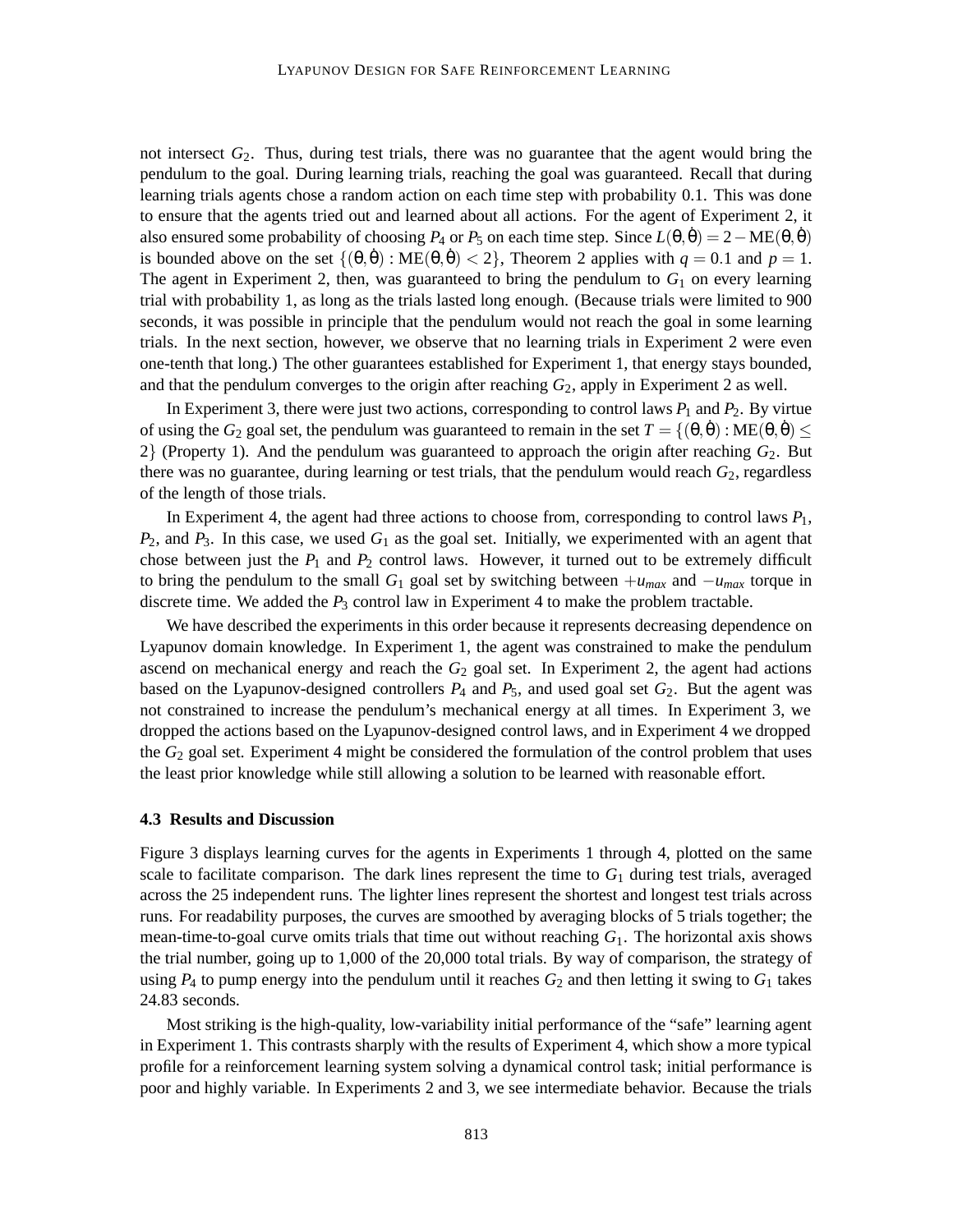not intersect $G_2$. Thus, during test trials, there was no guarantee that the agent would bring the pendulum to the goal. During learning trials, reaching the goal was guaranteed. Recall that during learning trials agents chose a random action on each time step with probability 0.1. This was done to ensure that the agents tried out and learned about all actions. For the agent of Experiment 2, it also ensured some probability of choosing $P_4$ or $P_5$ on each time step. Since $L(\theta, \dot{\theta}) = 2 - \text{ME}(\theta, \dot{\theta})$ is bounded above on the set $\{(\theta, \dot{\theta}) : \text{ME}(\theta, \dot{\theta}) < 2\}$, Theorem 2 applies with $q = 0.1$ and $p = 1$. The agent in Experiment 2, then, was guaranteed to bring the pendulum to $G_1$ on every learning trial with probability 1, as long as the trials lasted long enough. (Because trials were limited to 900 seconds, it was possible in principle that the pendulum would not reach the goal in some learning trials. In the next section, however, we observe that no learning trials in Experiment 2 were even one-tenth that long.) The other guarantees established for Experiment 1, that energy stays bounded, and that the pendulum converges to the origin after reaching $G_2$, apply in Experiment 2 as well.

In Experiment 3, there were just two actions, corresponding to control laws $P_1$ and $P_2$. By virtue of using the $G_2$ goal set, the pendulum was guaranteed to remain in the set $T = \{(\theta, \dot{\theta}) : \text{ME}(\theta, \dot{\theta}) \leq 2\}$ (Property 1). And the pendulum was guaranteed to approach the origin after reaching $G_2$. But there was no guarantee, during learning or test trials, that the pendulum would reach $G_2$, regardless of the length of those trials.

In Experiment 4, the agent had three actions to choose from, corresponding to control laws $P_1$, $P_2$, and $P_3$. In this case, we used $G_1$ as the goal set. Initially, we experimented with an agent that chose between just the $P_1$ and $P_2$ control laws. However, it turned out to be extremely difficult to bring the pendulum to the small $G_1$ goal set by switching between $+u_{max}$ and $-u_{max}$ torque in discrete time. We added the $P_3$ control law in Experiment 4 to make the problem tractable.

We have described the experiments in this order because it represents decreasing dependence on Lyapunov domain knowledge. In Experiment 1, the agent was constrained to make the pendulum ascend on mechanical energy and reach the $G_2$ goal set. In Experiment 2, the agent had actions based on the Lyapunov-designed controllers $P_4$ and $P_5$, and used goal set $G_2$. But the agent was not constrained to increase the pendulum's mechanical energy at all times. In Experiment 3, we dropped the actions based on the Lyapunov-designed control laws, and in Experiment 4 we dropped the $G_2$ goal set. Experiment 4 might be considered the formulation of the control problem that uses the least prior knowledge while still allowing a solution to be learned with reasonable effort.

### 4.3 Results and Discussion

Figure 3 displays learning curves for the agents in Experiments 1 through 4, plotted on the same scale to facilitate comparison. The dark lines represent the time to $G_1$ during test trials, averaged across the 25 independent runs. The lighter lines represent the shortest and longest test trials across runs. For readability purposes, the curves are smoothed by averaging blocks of 5 trials together; the mean-time-to-goal curve omits trials that time out without reaching $G_1$. The horizontal axis shows the trial number, going up to 1,000 of the 20,000 total trials. By way of comparison, the strategy of using $P_4$ to pump energy into the pendulum until it reaches $G_2$ and then letting it swing to $G_1$ takes 24.83 seconds.

Most striking is the high-quality, low-variability initial performance of the "safe" learning agent in Experiment 1. This contrasts sharply with the results of Experiment 4, which show a more typical profile for a reinforcement learning system solving a dynamical control task; initial performance is poor and highly variable. In Experiments 2 and 3, we see intermediate behavior. Because the trials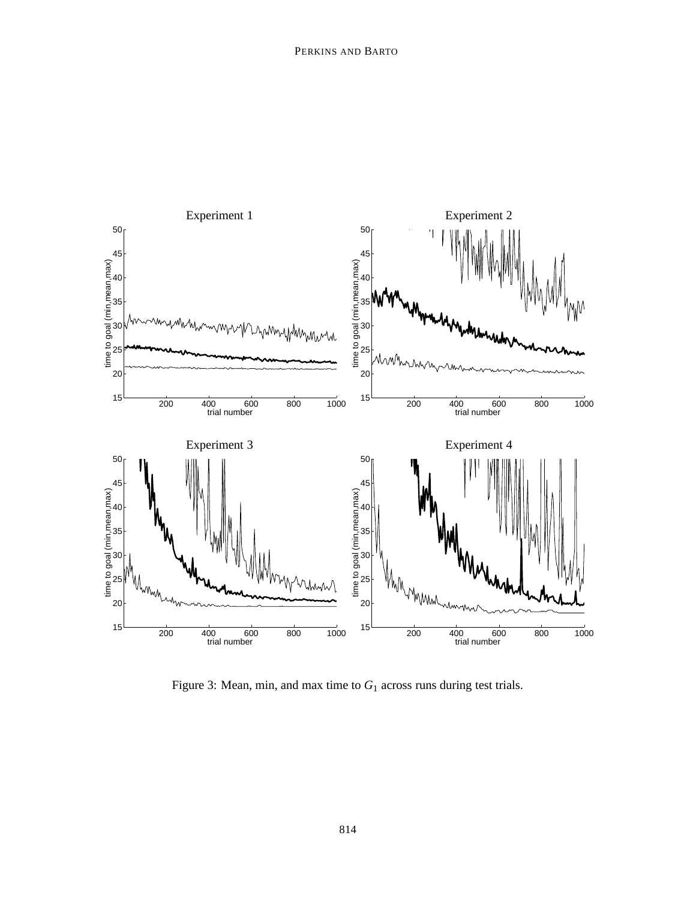Figure 3: Mean, min, and max time to $G_1$ across runs during test trials.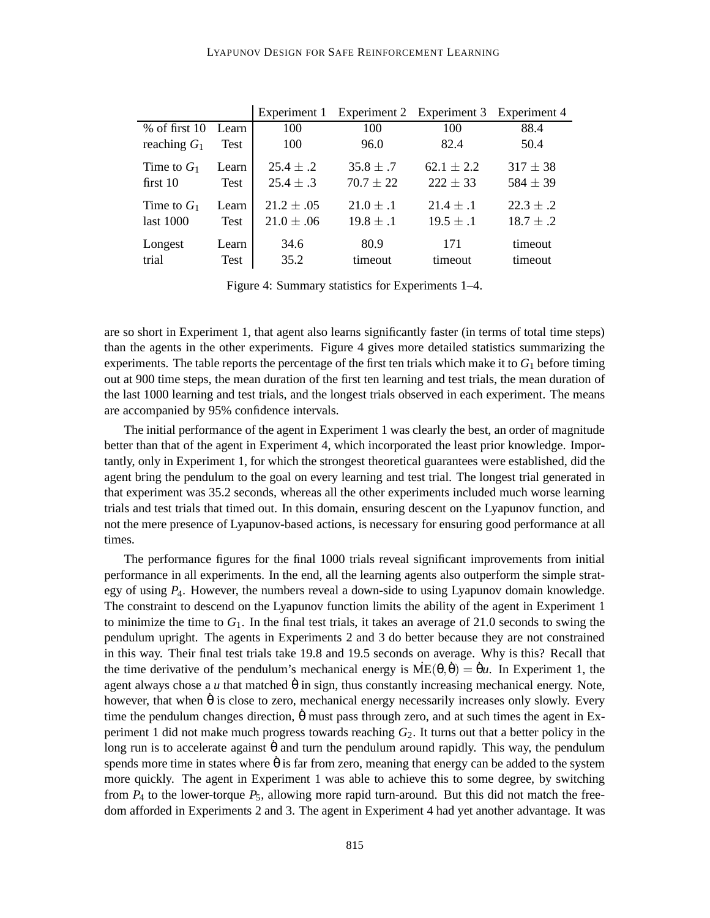| | | Experiment 1 | Experiment 2 | Experiment 3 | Experiment 4 |
|---|---|---|---|---|---|
| % of first 10 reaching $G_1$ | Learn | 100 | 100 | 100 | 88.4 |
| | Test | 100 | 96.0 | 82.4 | 50.4 |
| Time to $G_1$ first 10 | Learn | $25.4 \pm .2$ | $35.8 \pm .7$ | $62.1 \pm 2.2$ | $317 \pm 38$ |
| | Test | $25.4 \pm .3$ | $70.7 \pm 22$ | $222 \pm 33$ | $584 \pm 39$ |
| Time to $G_1$ last 1000 | Learn | $21.2 \pm .05$ | $21.0 \pm .1$ | $21.4 \pm .1$ | $22.3 \pm .2$ |
| | Test | $21.0 \pm .06$ | $19.8 \pm .1$ | $19.5 \pm .1$ | $18.7 \pm .2$ |
| Longest trial | Learn | 34.6 | 80.9 | 171 | timeout |
| | Test | 35.2 | timeout | timeout | timeout |

Figure 4: Summary statistics for Experiments 1–4.

are so short in Experiment 1, that agent also learns significantly faster (in terms of total time steps) than the agents in the other experiments. Figure 4 gives more detailed statistics summarizing the experiments. The table reports the percentage of the first ten trials which make it to $G_1$ before timing out at 900 time steps, the mean duration of the first ten learning and test trials, the mean duration of the last 1000 learning and test trials, and the longest trials observed in each experiment. The means are accompanied by 95% confidence intervals.

The initial performance of the agent in Experiment 1 was clearly the best, an order of magnitude better than that of the agent in Experiment 4, which incorporated the least prior knowledge. Importantly, only in Experiment 1, for which the strongest theoretical guarantees were established, did the agent bring the pendulum to the goal on every learning and test trial. The longest trial generated in that experiment was 35.2 seconds, whereas all the other experiments included much worse learning trials and test trials that timed out. In this domain, ensuring descent on the Lyapunov function, and not the mere presence of Lyapunov-based actions, is necessary for ensuring good performance at all times.

The performance figures for the final 1000 trials reveal significant improvements from initial performance in all experiments. In the end, all the learning agents also outperform the simple strategy of using $P_4$. However, the numbers reveal a down-side to using Lyapunov domain knowledge. The constraint to descend on the Lyapunov function limits the ability of the agent in Experiment 1 to minimize the time to $G_1$. In the final test trials, it takes an average of 21.0 seconds to swing the pendulum upright. The agents in Experiments 2 and 3 do better because they are not constrained in this way. Their final test trials take 19.8 and 19.5 seconds on average. Why is this? Recall that the time derivative of the pendulum's mechanical energy is $\dot{ME}(\theta, \dot{\theta}) = \dot{\theta}u$. In Experiment 1, the agent always chose a $u$ that matched $\dot{\theta}$ in sign, thus constantly increasing mechanical energy. Note, however, that when $\dot{\theta}$ is close to zero, mechanical energy necessarily increases only slowly. Every time the pendulum changes direction, $\dot{\theta}$ must pass through zero, and at such times the agent in Experiment 1 did not make much progress towards reaching $G_2$. It turns out that a better policy in the long run is to accelerate against $\dot{\theta}$ and turn the pendulum around rapidly. This way, the pendulum spends more time in states where $\dot{\theta}$ is far from zero, meaning that energy can be added to the system more quickly. The agent in Experiment 1 was able to achieve this to some degree, by switching from $P_4$ to the lower-torque $P_5$, allowing more rapid turn-around. But this did not match the freedom afforded in Experiments 2 and 3. The agent in Experiment 4 had yet another advantage. It was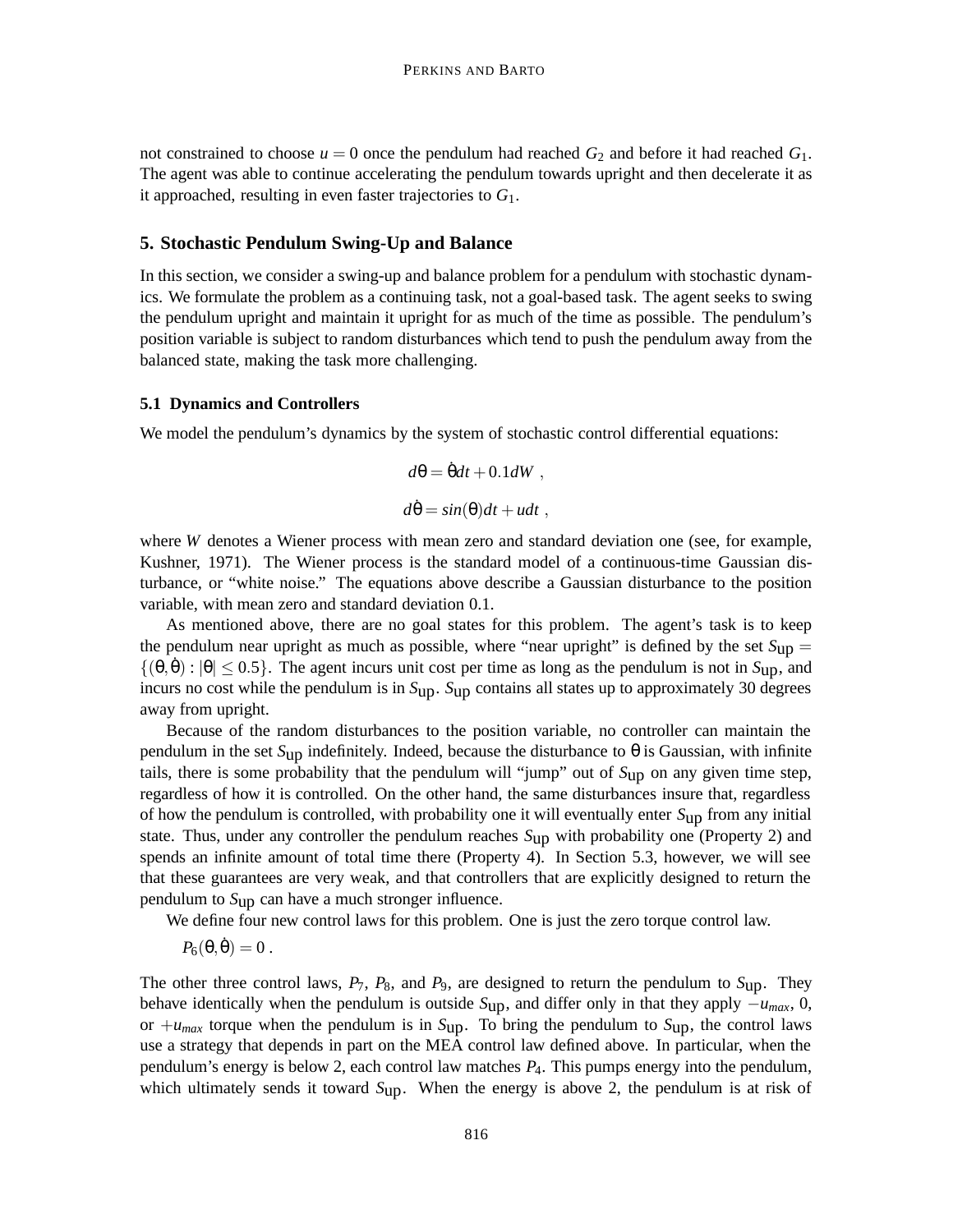not constrained to choose $u = 0$ once the pendulum had reached $G_2$ and before it had reached $G_1$. The agent was able to continue accelerating the pendulum towards upright and then decelerate it as it approached, resulting in even faster trajectories to $G_1$.

## 5. Stochastic Pendulum Swing-Up and Balance

In this section, we consider a swing-up and balance problem for a pendulum with stochastic dynamics. We formulate the problem as a continuing task, not a goal-based task. The agent seeks to swing the pendulum upright and maintain it upright for as much of the time as possible. The pendulum's position variable is subject to random disturbances which tend to push the pendulum away from the balanced state, making the task more challenging.

### 5.1 Dynamics and Controllers

We model the pendulum's dynamics by the system of stochastic control differential equations:

$$d\theta = \dot{\theta}dt + 0.1dW \ ,$$

$$d\dot{\theta} = sin(\theta)dt + udt \ ,$$

where $W$ denotes a Wiener process with mean zero and standard deviation one (see, for example, Kushner, 1971). The Wiener process is the standard model of a continuous-time Gaussian disturbance, or "white noise." The equations above describe a Gaussian disturbance to the position variable, with mean zero and standard deviation 0.1.

As mentioned above, there are no goal states for this problem. The agent's task is to keep the pendulum near upright as much as possible, where "near upright" is defined by the set $S_{\text{up}} = \{(\theta, \dot{\theta}) : |\theta| \leq 0.5\}$. The agent incurs unit cost per time as long as the pendulum is not in $S_{\text{up}}$, and incurs no cost while the pendulum is in $S_{\text{up}}$. $S_{\text{up}}$ contains all states up to approximately 30 degrees away from upright.

Because of the random disturbances to the position variable, no controller can maintain the pendulum in the set $S_{\text{up}}$ indefinitely. Indeed, because the disturbance to $\theta$ is Gaussian, with infinite tails, there is some probability that the pendulum will "jump" out of $S_{\text{up}}$ on any given time step, regardless of how it is controlled. On the other hand, the same disturbances insure that, regardless of how the pendulum is controlled, with probability one it will eventually enter $S_{\text{up}}$ from any initial state. Thus, under any controller the pendulum reaches $S_{\text{up}}$ with probability one (Property 2) and spends an infinite amount of total time there (Property 4). In Section 5.3, however, we will see that these guarantees are very weak, and that controllers that are explicitly designed to return the pendulum to $S_{\text{up}}$ can have a much stronger influence.

We define four new control laws for this problem. One is just the zero torque control law.

$P_6(\theta, \dot{\theta}) = 0$ .

The other three control laws, $P_7$, $P_8$, and $P_9$, are designed to return the pendulum to $S_{\text{up}}$. They behave identically when the pendulum is outside $S_{\text{up}}$, and differ only in that they apply $-u_{max}$, 0, or $+u_{max}$ torque when the pendulum is in $S_{\text{up}}$. To bring the pendulum to $S_{\text{up}}$, the control laws use a strategy that depends in part on the MEA control law defined above. In particular, when the pendulum's energy is below 2, each control law matches $P_4$. This pumps energy into the pendulum, which ultimately sends it toward $S_{\text{up}}$. When the energy is above 2, the pendulum is at risk of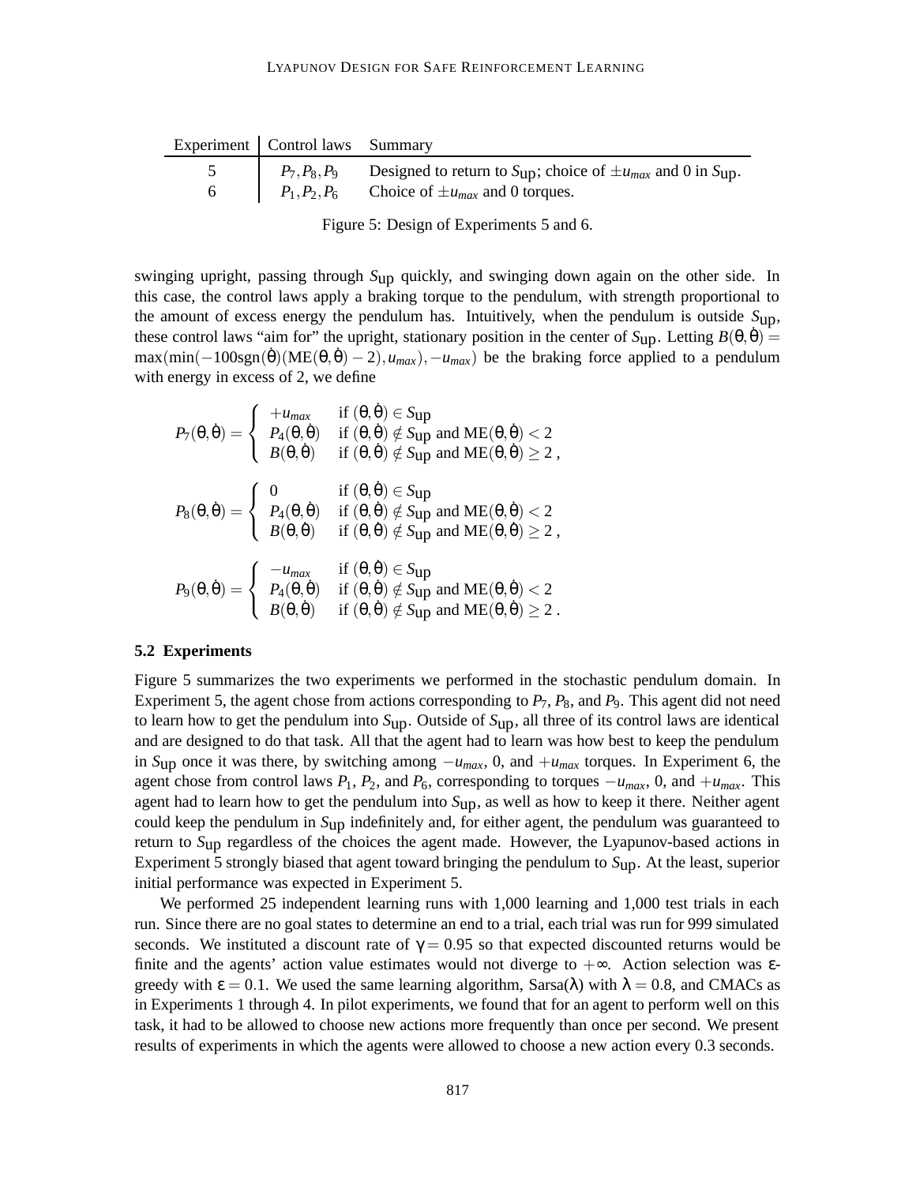| Experiment | Control laws | Summary |
|---|---|---|
| 5 | $P_7, P_8, P_9$ | Designed to return to $S_{\text{up}}$; choice of $\pm u_{max}$ and 0 in $S_{\text{up}}$. |
| 6 | $P_1, P_2, P_6$ | Choice of $\pm u_{max}$ and 0 torques. |

Figure 5: Design of Experiments 5 and 6.

swinging upright, passing through $S_{\text{up}}$ quickly, and swinging down again on the other side. In this case, the control laws apply a braking torque to the pendulum, with strength proportional to the amount of excess energy the pendulum has. Intuitively, when the pendulum is outside $S_{\text{up}}$, these control laws "aim for" the upright, stationary position in the center of $S_{\text{up}}$. Letting $B(\theta,\dot{\theta}) = \max(\min(-100\,\text{sgn}(\dot{\theta})(\text{ME}(\theta,\dot{\theta})-2), u_{max}), -u_{max})$ be the braking force applied to a pendulum with energy in excess of 2, we define

$$P_7(\theta,\dot{\theta}) = \begin{cases} +u_{max} & \text{if } (\theta,\dot{\theta}) \in S_{\text{up}} \\ P_4(\theta,\dot{\theta}) & \text{if } (\theta,\dot{\theta}) \notin S_{\text{up}} \text{ and } \text{ME}(\theta,\dot{\theta}) < 2 \\ B(\theta,\dot{\theta}) & \text{if } (\theta,\dot{\theta}) \notin S_{\text{up}} \text{ and } \text{ME}(\theta,\dot{\theta}) \geq 2\,, \end{cases}$$

$$P_8(\theta,\dot{\theta}) = \begin{cases} 0 & \text{if } (\theta,\dot{\theta}) \in S_{\text{up}} \\ P_4(\theta,\dot{\theta}) & \text{if } (\theta,\dot{\theta}) \notin S_{\text{up}} \text{ and } \text{ME}(\theta,\dot{\theta}) < 2 \\ B(\theta,\dot{\theta}) & \text{if } (\theta,\dot{\theta}) \notin S_{\text{up}} \text{ and } \text{ME}(\theta,\dot{\theta}) \geq 2\,, \end{cases}$$

$$P_9(\theta,\dot{\theta}) = \begin{cases} -u_{max} & \text{if } (\theta,\dot{\theta}) \in S_{\text{up}} \\ P_4(\theta,\dot{\theta}) & \text{if } (\theta,\dot{\theta}) \notin S_{\text{up}} \text{ and } \text{ME}(\theta,\dot{\theta}) < 2 \\ B(\theta,\dot{\theta}) & \text{if } (\theta,\dot{\theta}) \notin S_{\text{up}} \text{ and } \text{ME}(\theta,\dot{\theta}) \geq 2\,. \end{cases}$$

### 5.2 Experiments

Figure 5 summarizes the two experiments we performed in the stochastic pendulum domain. In Experiment 5, the agent chose from actions corresponding to $P_7$, $P_8$, and $P_9$. This agent did not need to learn how to get the pendulum into $S_{\text{up}}$. Outside of $S_{\text{up}}$, all three of its control laws are identical and are designed to do that task. All that the agent had to learn was how best to keep the pendulum in $S_{\text{up}}$ once it was there, by switching among $-u_{max}$, 0, and $+u_{max}$ torques. In Experiment 6, the agent chose from control laws $P_1$, $P_2$, and $P_6$, corresponding to torques $-u_{max}$, 0, and $+u_{max}$. This agent had to learn how to get the pendulum into $S_{\text{up}}$, as well as how to keep it there. Neither agent could keep the pendulum in $S_{\text{up}}$ indefinitely and, for either agent, the pendulum was guaranteed to return to $S_{\text{up}}$ regardless of the choices the agent made. However, the Lyapunov-based actions in Experiment 5 strongly biased that agent toward bringing the pendulum to $S_{\text{up}}$. At the least, superior initial performance was expected in Experiment 5.

We performed 25 independent learning runs with 1,000 learning and 1,000 test trials in each run. Since there are no goal states to determine an end to a trial, each trial was run for 999 simulated seconds. We instituted a discount rate of $\gamma = 0.95$ so that expected discounted returns would be finite and the agents' action value estimates would not diverge to $+\infty$. Action selection was $\varepsilon$-greedy with $\varepsilon = 0.1$. We used the same learning algorithm, Sarsa($\lambda$) with $\lambda = 0.8$, and CMACs as in Experiments 1 through 4. In pilot experiments, we found that for an agent to perform well on this task, it had to be allowed to choose new actions more frequently than once per second. We present results of experiments in which the agents were allowed to choose a new action every 0.3 seconds.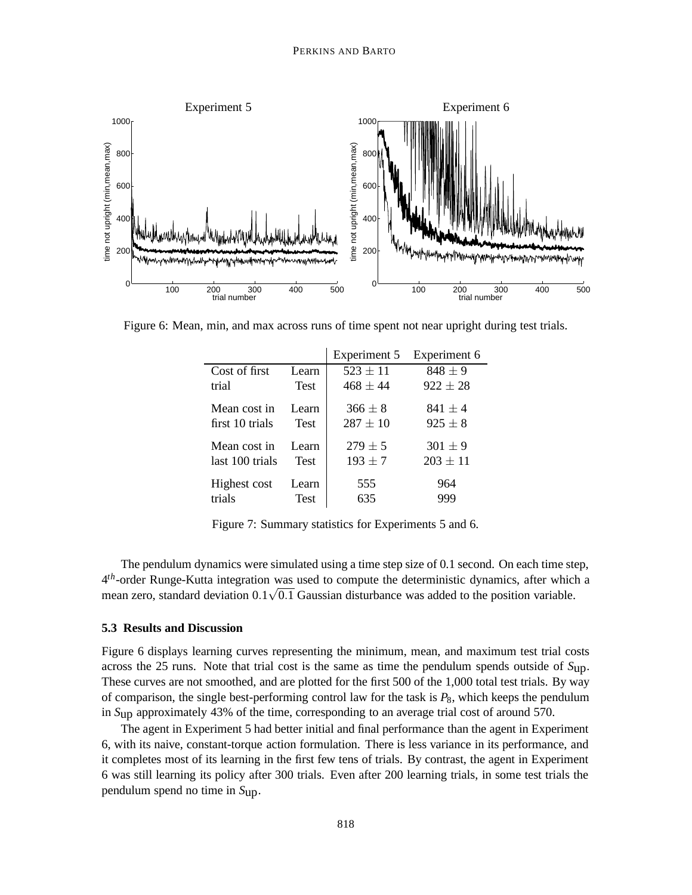Figure 6: Mean, min, and max across runs of time spent not near upright during test trials.

| | | Experiment 5 | Experiment 6 |
|---|---|---|---|
| Cost of first | Learn | $523 \pm 11$ | $848 \pm 9$ |
| trial | Test | $468 \pm 44$ | $922 \pm 28$ |
| Mean cost in | Learn | $366 \pm 8$ | $841 \pm 4$ |
| first 10 trials | Test | $287 \pm 10$ | $925 \pm 8$ |
| Mean cost in | Learn | $279 \pm 5$ | $301 \pm 9$ |
| last 100 trials | Test | $193 \pm 7$ | $203 \pm 11$ |
| Highest cost | Learn | 555 | 964 |
| trials | Test | 635 | 999 |

Figure 7: Summary statistics for Experiments 5 and 6.

The pendulum dynamics were simulated using a time step size of 0.1 second. On each time step, $4^{th}$-order Runge-Kutta integration was used to compute the deterministic dynamics, after which a mean zero, standard deviation $0.1\sqrt{0.1}$ Gaussian disturbance was added to the position variable.

### 5.3 Results and Discussion

Figure 6 displays learning curves representing the minimum, mean, and maximum test trial costs across the 25 runs. Note that trial cost is the same as time the pendulum spends outside of $S_{\text{up}}$. These curves are not smoothed, and are plotted for the first 500 of the 1,000 total test trials. By way of comparison, the single best-performing control law for the task is $P_8$, which keeps the pendulum in $S_{\text{up}}$ approximately 43% of the time, corresponding to an average trial cost of around 570.

The agent in Experiment 5 had better initial and final performance than the agent in Experiment 6, with its naive, constant-torque action formulation. There is less variance in its performance, and it completes most of its learning in the first few tens of trials. By contrast, the agent in Experiment 6 was still learning its policy after 300 trials. Even after 200 learning trials, in some test trials the pendulum spend no time in $S_{\text{up}}$.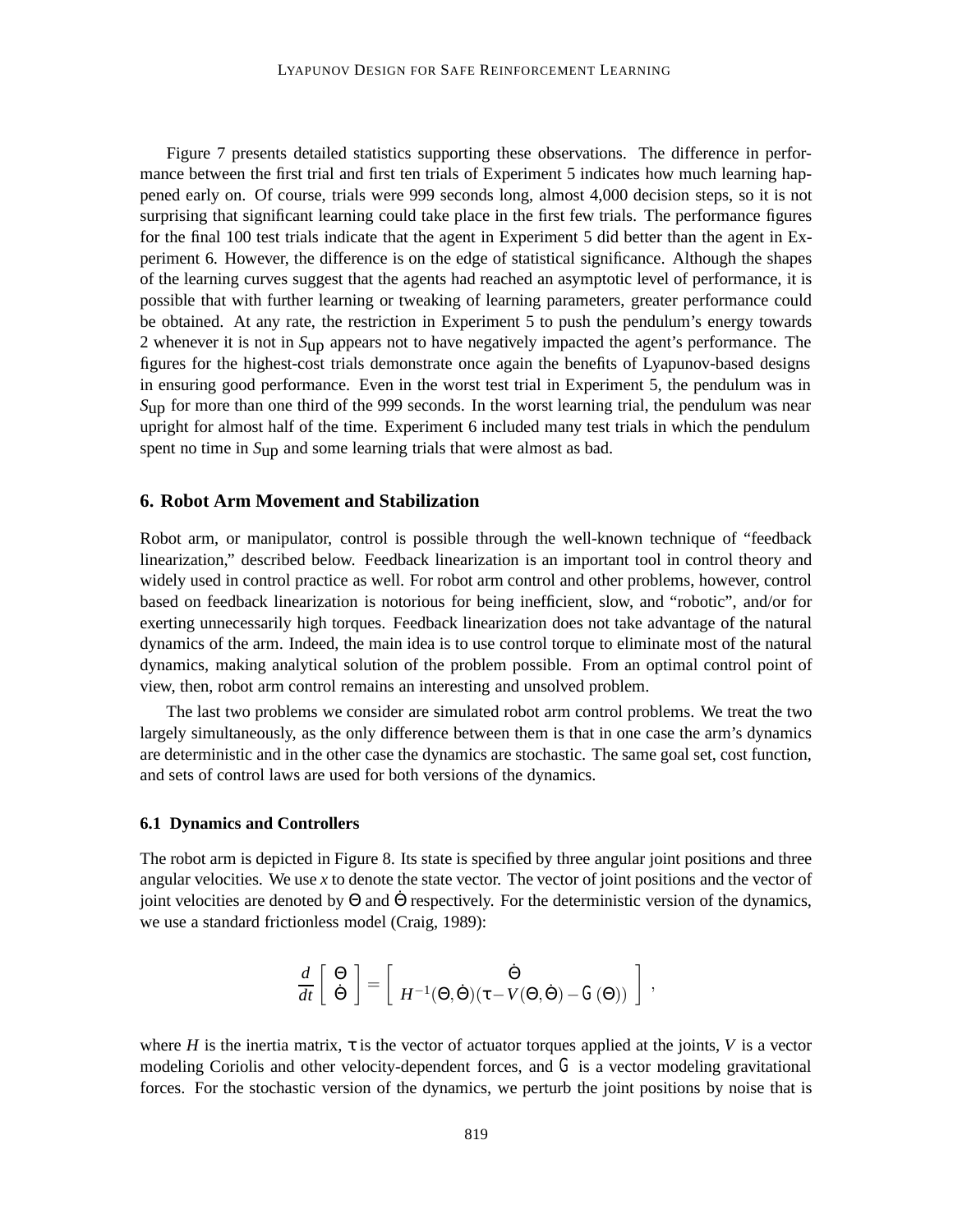Figure 7 presents detailed statistics supporting these observations. The difference in performance between the first trial and first ten trials of Experiment 5 indicates how much learning happened early on. Of course, trials were 999 seconds long, almost 4,000 decision steps, so it is not surprising that significant learning could take place in the first few trials. The performance figures for the final 100 test trials indicate that the agent in Experiment 5 did better than the agent in Experiment 6. However, the difference is on the edge of statistical significance. Although the shapes of the learning curves suggest that the agents had reached an asymptotic level of performance, it is possible that with further learning or tweaking of learning parameters, greater performance could be obtained. At any rate, the restriction in Experiment 5 to push the pendulum's energy towards 2 whenever it is not in $S_{\text{up}}$ appears not to have negatively impacted the agent's performance. The figures for the highest-cost trials demonstrate once again the benefits of Lyapunov-based designs in ensuring good performance. Even in the worst test trial in Experiment 5, the pendulum was in $S_{\text{up}}$ for more than one third of the 999 seconds. In the worst learning trial, the pendulum was near upright for almost half of the time. Experiment 6 included many test trials in which the pendulum spent no time in $S_{\text{up}}$ and some learning trials that were almost as bad.

## 6. Robot Arm Movement and Stabilization

Robot arm, or manipulator, control is possible through the well-known technique of "feedback linearization," described below. Feedback linearization is an important tool in control theory and widely used in control practice as well. For robot arm control and other problems, however, control based on feedback linearization is notorious for being inefficient, slow, and "robotic", and/or for exerting unnecessarily high torques. Feedback linearization does not take advantage of the natural dynamics of the arm. Indeed, the main idea is to use control torque to eliminate most of the natural dynamics, making analytical solution of the problem possible. From an optimal control point of view, then, robot arm control remains an interesting and unsolved problem.

The last two problems we consider are simulated robot arm control problems. We treat the two largely simultaneously, as the only difference between them is that in one case the arm's dynamics are deterministic and in the other case the dynamics are stochastic. The same goal set, cost function, and sets of control laws are used for both versions of the dynamics.

### 6.1 Dynamics and Controllers

The robot arm is depicted in Figure 8. Its state is specified by three angular joint positions and three angular velocities. We use $x$ to denote the state vector. The vector of joint positions and the vector of joint velocities are denoted by $\Theta$ and $\dot{\Theta}$ respectively. For the deterministic version of the dynamics, we use a standard frictionless model (Craig, 1989):

$$\frac{d}{dt}\begin{bmatrix} \Theta \\ \dot{\Theta} \end{bmatrix} = \begin{bmatrix} \dot{\Theta} \\ H^{-1}(\Theta,\dot{\Theta})(\tau - V(\Theta,\dot{\Theta}) - G(\Theta)) \end{bmatrix},$$

where $H$ is the inertia matrix, $\tau$ is the vector of actuator torques applied at the joints, $V$ is a vector modeling Coriolis and other velocity-dependent forces, and $G$ is a vector modeling gravitational forces. For the stochastic version of the dynamics, we perturb the joint positions by noise that is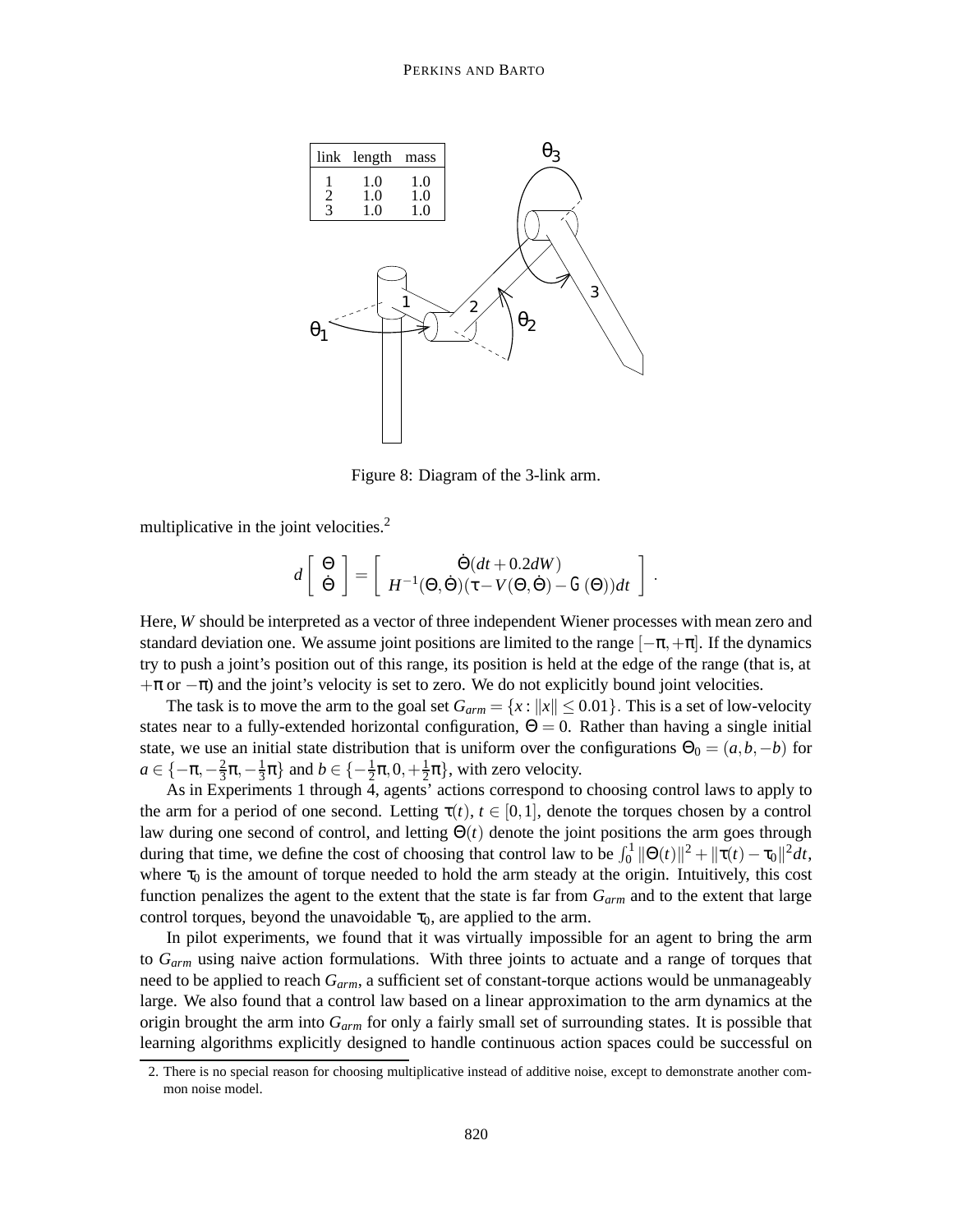| link | length | mass |
|---|---|---|
| 1 | 1.0 | 1.0 |
| 2 | 1.0 | 1.0 |
| 3 | 1.0 | 1.0 |

Figure 8: Diagram of the 3-link arm.

multiplicative in the joint velocities.[2]

$$d \begin{bmatrix} \Theta \\ \dot{\Theta} \end{bmatrix} = \begin{bmatrix} \dot{\Theta}(dt + 0.2dW) \\ H^{-1}(\Theta, \dot{\Theta})(\tau - V(\Theta, \dot{\Theta}) - G(\Theta))dt \end{bmatrix} .$$

Here, $W$ should be interpreted as a vector of three independent Wiener processes with mean zero and standard deviation one. We assume joint positions are limited to the range $[-\pi, +\pi]$. If the dynamics try to push a joint's position out of this range, its position is held at the edge of the range (that is, at $+\pi$ or $-\pi$) and the joint's velocity is set to zero. We do not explicitly bound joint velocities.

The task is to move the arm to the goal set $G_{arm} = \{x : \|x\| \leq 0.01\}$. This is a set of low-velocity states near to a fully-extended horizontal configuration, $\Theta = 0$. Rather than having a single initial state, we use an initial state distribution that is uniform over the configurations $\Theta_0 = (a, b, -b)$ for $a \in \{-\pi, -\frac{2}{3}\pi, -\frac{1}{3}\pi\}$ and $b \in \{-\frac{1}{2}\pi, 0, +\frac{1}{2}\pi\}$, with zero velocity.

As in Experiments 1 through 4, agents' actions correspond to choosing control laws to apply to the arm for a period of one second. Letting $\tau(t)$, $t \in [0, 1]$, denote the torques chosen by a control law during one second of control, and letting $\Theta(t)$ denote the joint positions the arm goes through during that time, we define the cost of choosing that control law to be $\int_0^1 \|\Theta(t)\|^2 + \|\tau(t) - \tau_0\|^2 dt$, where $\tau_0$ is the amount of torque needed to hold the arm steady at the origin. Intuitively, this cost function penalizes the agent to the extent that the state is far from $G_{arm}$ and to the extent that large control torques, beyond the unavoidable $\tau_0$, are applied to the arm.

In pilot experiments, we found that it was virtually impossible for an agent to bring the arm to $G_{arm}$ using naive action formulations. With three joints to actuate and a range of torques that need to be applied to reach $G_{arm}$, a sufficient set of constant-torque actions would be unmanageably large. We also found that a control law based on a linear approximation to the arm dynamics at the origin brought the arm into $G_{arm}$ for only a fairly small set of surrounding states. It is possible that learning algorithms explicitly designed to handle continuous action spaces could be successful on

2. There is no special reason for choosing multiplicative instead of additive noise, except to demonstrate another common noise model.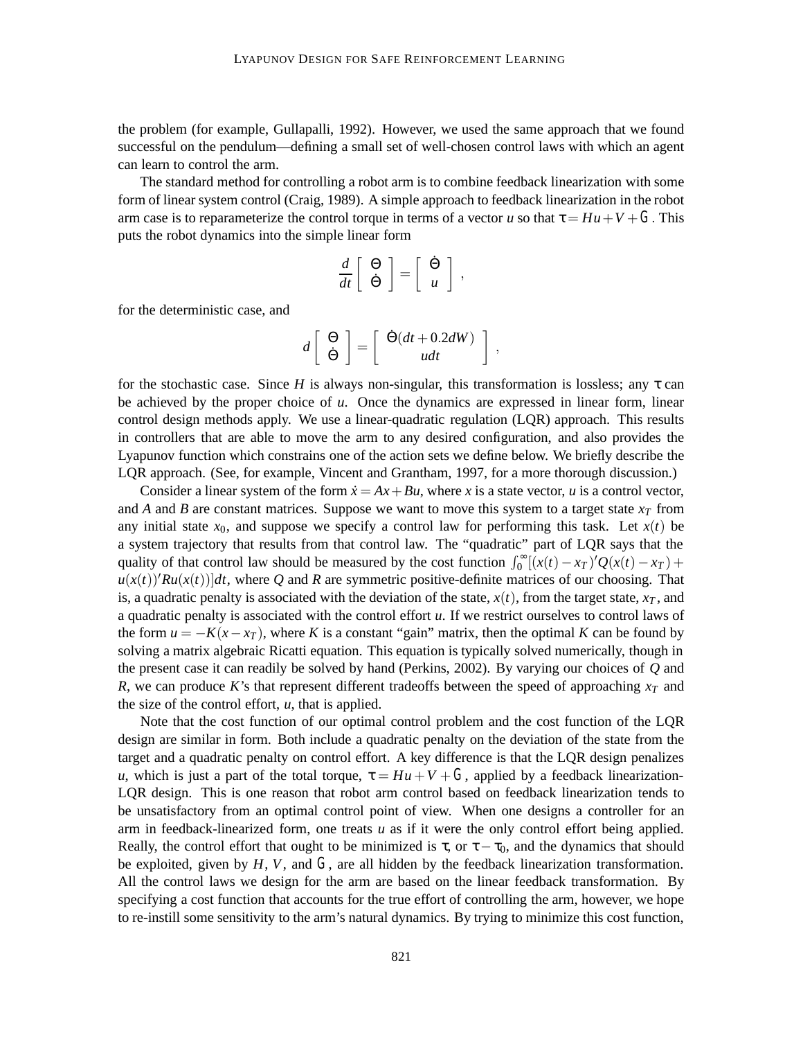the problem (for example, Gullapalli, 1992). However, we used the same approach that we found successful on the pendulum—defining a small set of well-chosen control laws with which an agent can learn to control the arm.

The standard method for controlling a robot arm is to combine feedback linearization with some form of linear system control (Craig, 1989). A simple approach to feedback linearization in the robot arm case is to reparameterize the control torque in terms of a vector $u$ so that $\tau = Hu + V + G$. This puts the robot dynamics into the simple linear form

$$\frac{d}{dt}\begin{bmatrix} \Theta \\ \dot{\Theta} \end{bmatrix} = \begin{bmatrix} \dot{\Theta} \\ u \end{bmatrix},$$

for the deterministic case, and

$$d\begin{bmatrix} \Theta \\ \dot{\Theta} \end{bmatrix} = \begin{bmatrix} \dot{\Theta}(dt + 0.2dW) \\ udt \end{bmatrix},$$

for the stochastic case. Since $H$ is always non-singular, this transformation is lossless; any $\tau$ can be achieved by the proper choice of $u$. Once the dynamics are expressed in linear form, linear control design methods apply. We use a linear-quadratic regulation (LQR) approach. This results in controllers that are able to move the arm to any desired configuration, and also provides the Lyapunov function which constrains one of the action sets we define below. We briefly describe the LQR approach. (See, for example, Vincent and Grantham, 1997, for a more thorough discussion.)

Consider a linear system of the form $\dot{x} = Ax + Bu$, where $x$ is a state vector, $u$ is a control vector, and $A$ and $B$ are constant matrices. Suppose we want to move this system to a target state $x_T$ from any initial state $x_0$, and suppose we specify a control law for performing this task. Let $x(t)$ be a system trajectory that results from that control law. The "quadratic" part of LQR says that the quality of that control law should be measured by the cost function $\int_0^\infty [(x(t) - x_T)'Q(x(t) - x_T) + u(x(t))'Ru(x(t))]dt$, where $Q$ and $R$ are symmetric positive-definite matrices of our choosing. That is, a quadratic penalty is associated with the deviation of the state, $x(t)$, from the target state, $x_T$, and a quadratic penalty is associated with the control effort $u$. If we restrict ourselves to control laws of the form $u = -K(x - x_T)$, where $K$ is a constant "gain" matrix, then the optimal $K$ can be found by solving a matrix algebraic Ricatti equation. This equation is typically solved numerically, though in the present case it can readily be solved by hand (Perkins, 2002). By varying our choices of $Q$ and $R$, we can produce $K$'s that represent different tradeoffs between the speed of approaching $x_T$ and the size of the control effort, $u$, that is applied.

Note that the cost function of our optimal control problem and the cost function of the LQR design are similar in form. Both include a quadratic penalty on the deviation of the state from the target and a quadratic penalty on control effort. A key difference is that the LQR design penalizes $u$, which is just a part of the total torque, $\tau = Hu + V + G$, applied by a feedback linearization-LQR design. This is one reason that robot arm control based on feedback linearization tends to be unsatisfactory from an optimal control point of view. When one designs a controller for an arm in feedback-linearized form, one treats $u$ as if it were the only control effort being applied. Really, the control effort that ought to be minimized is $\tau$, or $\tau - \tau_0$, and the dynamics that should be exploited, given by $H$, $V$, and $G$, are all hidden by the feedback linearization transformation. All the control laws we design for the arm are based on the linear feedback transformation. By specifying a cost function that accounts for the true effort of controlling the arm, however, we hope to re-instill some sensitivity to the arm's natural dynamics. By trying to minimize this cost function,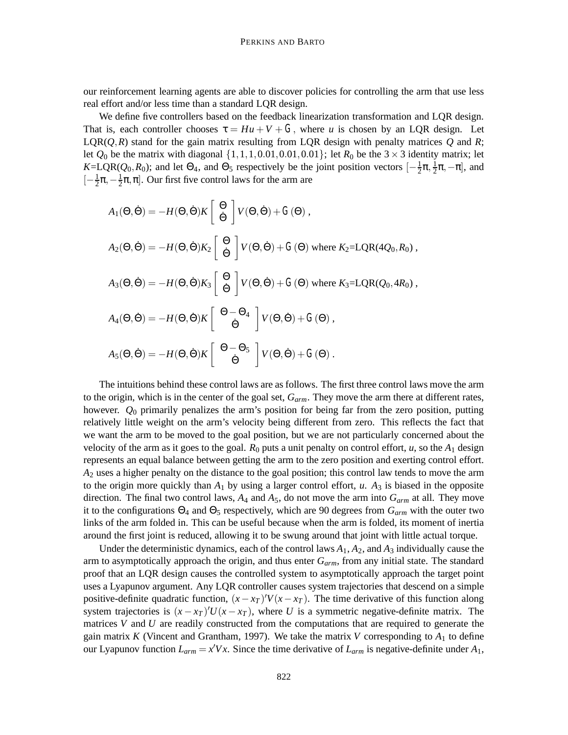our reinforcement learning agents are able to discover policies for controlling the arm that use less real effort and/or less time than a standard LQR design.

We define five controllers based on the feedback linearization transformation and LQR design. That is, each controller chooses $\tau = Hu + V + G$, where $u$ is chosen by an LQR design. Let LQR$(Q,R)$ stand for the gain matrix resulting from LQR design with penalty matrices $Q$ and $R$; let $Q_0$ be the matrix with diagonal $\{1,1,1,0.01,0.01,0.01\}$; let $R_0$ be the $3\times 3$ identity matrix; let $K$=LQR$(Q_0,R_0)$; and let $\Theta_4$, and $\Theta_5$ respectively be the joint position vectors $[-\frac{1}{2}\pi, \frac{1}{2}\pi, -\pi]$, and $[-\frac{1}{2}\pi, -\frac{1}{2}\pi, \pi]$. Our first five control laws for the arm are

$$A_1(\Theta,\dot{\Theta}) = -H(\Theta,\dot{\Theta})K\begin{bmatrix}\Theta\\ \dot{\Theta}\end{bmatrix}V(\Theta,\dot{\Theta}) + G(\Theta)\ ,$$

$$A_2(\Theta,\dot{\Theta}) = -H(\Theta,\dot{\Theta})K_2\begin{bmatrix}\Theta\\ \dot{\Theta}\end{bmatrix}V(\Theta,\dot{\Theta}) + G(\Theta) \text{ where } K_2\text{=LQR}(4Q_0,R_0)\ ,$$

$$A_3(\Theta,\dot{\Theta}) = -H(\Theta,\dot{\Theta})K_3\begin{bmatrix}\Theta\\ \dot{\Theta}\end{bmatrix}V(\Theta,\dot{\Theta}) + G(\Theta) \text{ where } K_3\text{=LQR}(Q_0,4R_0)\ ,$$

$$A_4(\Theta,\dot{\Theta}) = -H(\Theta,\dot{\Theta})K\begin{bmatrix}\Theta-\Theta_4\\ \dot{\Theta}\end{bmatrix}V(\Theta,\dot{\Theta}) + G(\Theta)\ ,$$

$$A_5(\Theta,\dot{\Theta}) = -H(\Theta,\dot{\Theta})K\begin{bmatrix}\Theta-\Theta_5\\ \dot{\Theta}\end{bmatrix}V(\Theta,\dot{\Theta}) + G(\Theta)\ .$$

The intuitions behind these control laws are as follows. The first three control laws move the arm to the origin, which is in the center of the goal set, $G_{arm}$. They move the arm there at different rates, however. $Q_0$ primarily penalizes the arm's position for being far from the zero position, putting relatively little weight on the arm's velocity being different from zero. This reflects the fact that we want the arm to be moved to the goal position, but we are not particularly concerned about the velocity of the arm as it goes to the goal. $R_0$ puts a unit penalty on control effort, $u$, so the $A_1$ design represents an equal balance between getting the arm to the zero position and exerting control effort. $A_2$ uses a higher penalty on the distance to the goal position; this control law tends to move the arm to the origin more quickly than $A_1$ by using a larger control effort, $u$. $A_3$ is biased in the opposite direction. The final two control laws, $A_4$ and $A_5$, do not move the arm into $G_{arm}$ at all. They move it to the configurations $\Theta_4$ and $\Theta_5$ respectively, which are 90 degrees from $G_{arm}$ with the outer two links of the arm folded in. This can be useful because when the arm is folded, its moment of inertia around the first joint is reduced, allowing it to be swung around that joint with little actual torque.

Under the deterministic dynamics, each of the control laws $A_1$, $A_2$, and $A_3$ individually cause the arm to asymptotically approach the origin, and thus enter $G_{arm}$, from any initial state. The standard proof that an LQR design causes the controlled system to asymptotically approach the target point uses a Lyapunov argument. Any LQR controller causes system trajectories that descend on a simple positive-definite quadratic function, $(x-x_T)'V(x-x_T)$. The time derivative of this function along system trajectories is $(x-x_T)'U(x-x_T)$, where $U$ is a symmetric negative-definite matrix. The matrices $V$ and $U$ are readily constructed from the computations that are required to generate the gain matrix $K$ (Vincent and Grantham, 1997). We take the matrix $V$ corresponding to $A_1$ to define our Lyapunov function $L_{arm} = x'Vx$. Since the time derivative of $L_{arm}$ is negative-definite under $A_1$,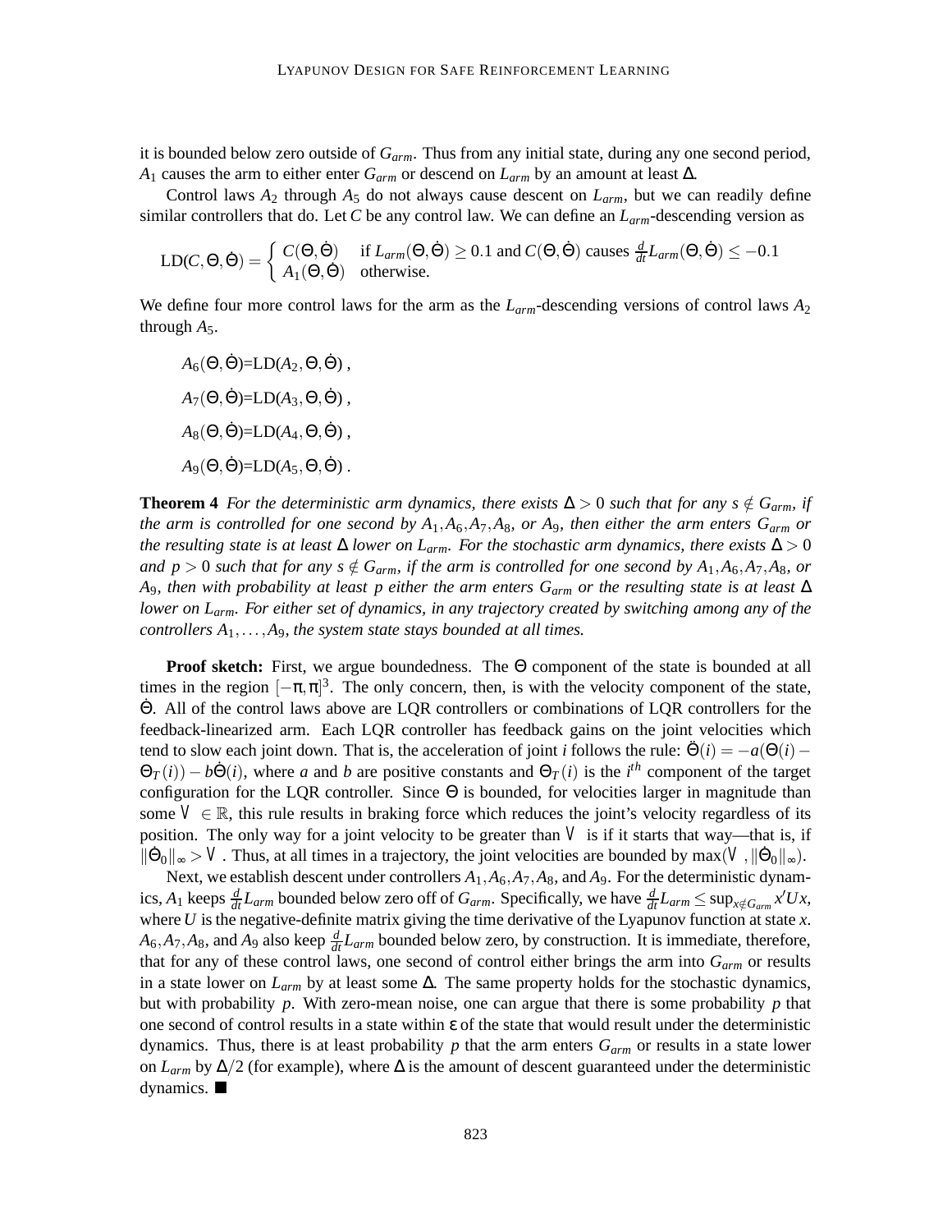it is bounded below zero outside of $G_{arm}$. Thus from any initial state, during any one second period, $A_1$ causes the arm to either enter $G_{arm}$ or descend on $L_{arm}$ by an amount at least $\Delta$.

Control laws $A_2$ through $A_5$ do not always cause descent on $L_{arm}$, but we can readily define similar controllers that do. Let $C$ be any control law. We can define an $L_{arm}$-descending version as

$$\mathrm{LD}(C,\Theta,\dot{\Theta}) = \begin{cases} C(\Theta,\dot{\Theta}) & \text{if } L_{arm}(\Theta,\dot{\Theta}) \geq 0.1 \text{ and } C(\Theta,\dot{\Theta}) \text{ causes } \frac{d}{dt}L_{arm}(\Theta,\dot{\Theta}) \leq -0.1 \\ A_1(\Theta,\dot{\Theta}) & \text{otherwise.} \end{cases}$$

We define four more control laws for the arm as the $L_{arm}$-descending versions of control laws $A_2$ through $A_5$.

$$A_6(\Theta,\dot{\Theta}) = \mathrm{LD}(A_2,\Theta,\dot{\Theta}) ,$$

$$A_7(\Theta,\dot{\Theta}) = \mathrm{LD}(A_3,\Theta,\dot{\Theta}) ,$$

$$A_8(\Theta,\dot{\Theta}) = \mathrm{LD}(A_4,\Theta,\dot{\Theta}) ,$$

$$A_9(\Theta,\dot{\Theta}) = \mathrm{LD}(A_5,\Theta,\dot{\Theta}) .$$

**Theorem 4** *For the deterministic arm dynamics, there exists $\Delta > 0$ such that for any $s \notin G_{arm}$, if the arm is controlled for one second by $A_1, A_6, A_7, A_8$, or $A_9$, then either the arm enters $G_{arm}$ or the resulting state is at least $\Delta$ lower on $L_{arm}$. For the stochastic arm dynamics, there exists $\Delta > 0$ and $p > 0$ such that for any $s \notin G_{arm}$, if the arm is controlled for one second by $A_1, A_6, A_7, A_8$, or $A_9$, then with probability at least $p$ either the arm enters $G_{arm}$ or the resulting state is at least $\Delta$ lower on $L_{arm}$. For either set of dynamics, in any trajectory created by switching among any of the controllers $A_1, \ldots, A_9$, the system state stays bounded at all times.*

**Proof sketch:** First, we argue boundedness. The $\Theta$ component of the state is bounded at all times in the region $[-\pi,\pi]^3$. The only concern, then, is with the velocity component of the state, $\dot{\Theta}$. All of the control laws above are LQR controllers or combinations of LQR controllers for the feedback-linearized arm. Each LQR controller has feedback gains on the joint velocities which tend to slow each joint down. That is, the acceleration of joint $i$ follows the rule: $\ddot{\Theta}(i) = -a(\Theta(i) - \Theta_T(i)) - b\dot{\Theta}(i)$, where $a$ and $b$ are positive constants and $\Theta_T(i)$ is the $i^{th}$ component of the target configuration for the LQR controller. Since $\Theta$ is bounded, for velocities larger in magnitude than some $V \in \mathbb{R}$, this rule results in braking force which reduces the joint's velocity regardless of its position. The only way for a joint velocity to be greater than $V$ is if it starts that way—that is, if $\|\dot{\Theta}_0\|_\infty > V$. Thus, at all times in a trajectory, the joint velocities are bounded by $\max(V, \|\dot{\Theta}_0\|_\infty)$.

Next, we establish descent under controllers $A_1, A_6, A_7, A_8$, and $A_9$. For the deterministic dynamics, $A_1$ keeps $\frac{d}{dt}L_{arm}$ bounded below zero off of $G_{arm}$. Specifically, we have $\frac{d}{dt}L_{arm} \leq \sup_{x \notin G_{arm}} x'Ux$, where $U$ is the negative-definite matrix giving the time derivative of the Lyapunov function at state $x$. $A_6, A_7, A_8$, and $A_9$ also keep $\frac{d}{dt}L_{arm}$ bounded below zero, by construction. It is immediate, therefore, that for any of these control laws, one second of control either brings the arm into $G_{arm}$ or results in a state lower on $L_{arm}$ by at least some $\Delta$. The same property holds for the stochastic dynamics, but with probability $p$. With zero-mean noise, one can argue that there is some probability $p$ that one second of control results in a state within $\varepsilon$ of the state that would result under the deterministic dynamics. Thus, there is at least probability $p$ that the arm enters $G_{arm}$ or results in a state lower on $L_{arm}$ by $\Delta/2$ (for example), where $\Delta$ is the amount of descent guaranteed under the deterministic dynamics. ∎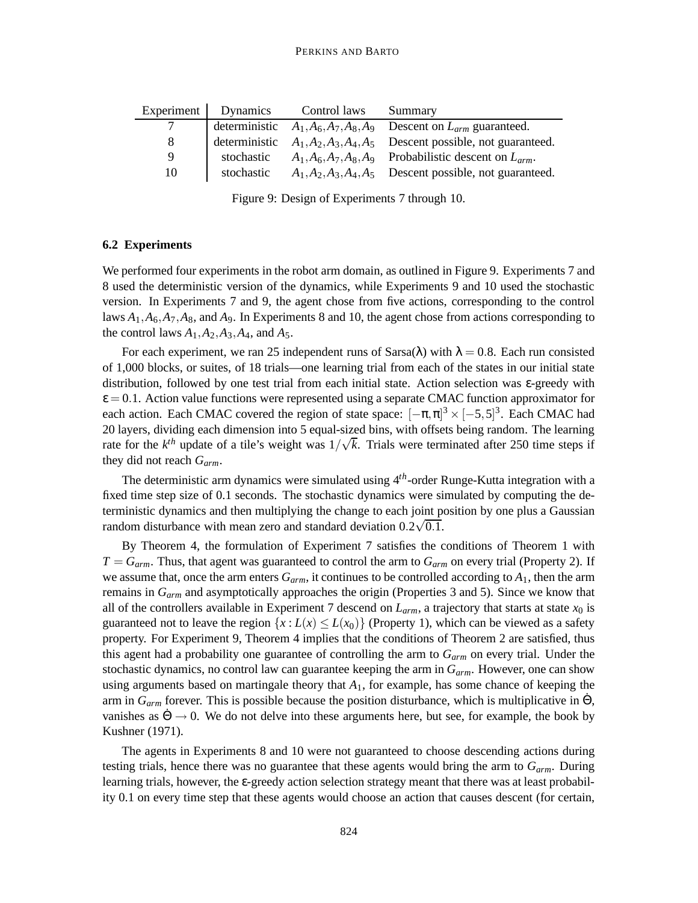| Experiment | Dynamics | Control laws | Summary |
|---|---|---|---|
| 7 | deterministic | $A_1, A_6, A_7, A_8, A_9$ | Descent on $L_{arm}$ guaranteed. |
| 8 | deterministic | $A_1, A_2, A_3, A_4, A_5$ | Descent possible, not guaranteed. |
| 9 | stochastic | $A_1, A_6, A_7, A_8, A_9$ | Probabilistic descent on $L_{arm}$. |
| 10 | stochastic | $A_1, A_2, A_3, A_4, A_5$ | Descent possible, not guaranteed. |

Figure 9: Design of Experiments 7 through 10.

### 6.2 Experiments

We performed four experiments in the robot arm domain, as outlined in Figure 9. Experiments 7 and 8 used the deterministic version of the dynamics, while Experiments 9 and 10 used the stochastic version. In Experiments 7 and 9, the agent chose from five actions, corresponding to the control laws $A_1, A_6, A_7, A_8$, and $A_9$. In Experiments 8 and 10, the agent chose from actions corresponding to the control laws $A_1, A_2, A_3, A_4$, and $A_5$.

For each experiment, we ran 25 independent runs of Sarsa($\lambda$) with $\lambda = 0.8$. Each run consisted of 1,000 blocks, or suites, of 18 trials—one learning trial from each of the states in our initial state distribution, followed by one test trial from each initial state. Action selection was $\varepsilon$-greedy with $\varepsilon = 0.1$. Action value functions were represented using a separate CMAC function approximator for each action. Each CMAC covered the region of state space: $[-\pi, \pi]^3 \times [-5, 5]^3$. Each CMAC had 20 layers, dividing each dimension into 5 equal-sized bins, with offsets being random. The learning rate for the $k^{th}$ update of a tile's weight was $1/\sqrt{k}$. Trials were terminated after 250 time steps if they did not reach $G_{arm}$.

The deterministic arm dynamics were simulated using $4^{th}$-order Runge-Kutta integration with a fixed time step size of 0.1 seconds. The stochastic dynamics were simulated by computing the deterministic dynamics and then multiplying the change to each joint position by one plus a Gaussian random disturbance with mean zero and standard deviation $0.2\sqrt{0.1}$.

By Theorem 4, the formulation of Experiment 7 satisfies the conditions of Theorem 1 with $T = G_{arm}$. Thus, that agent was guaranteed to control the arm to $G_{arm}$ on every trial (Property 2). If we assume that, once the arm enters $G_{arm}$, it continues to be controlled according to $A_1$, then the arm remains in $G_{arm}$ and asymptotically approaches the origin (Properties 3 and 5). Since we know that all of the controllers available in Experiment 7 descend on $L_{arm}$, a trajectory that starts at state $x_0$ is guaranteed not to leave the region $\{x : L(x) \leq L(x_0)\}$ (Property 1), which can be viewed as a safety property. For Experiment 9, Theorem 4 implies that the conditions of Theorem 2 are satisfied, thus this agent had a probability one guarantee of controlling the arm to $G_{arm}$ on every trial. Under the stochastic dynamics, no control law can guarantee keeping the arm in $G_{arm}$. However, one can show using arguments based on martingale theory that $A_1$, for example, has some chance of keeping the arm in $G_{arm}$ forever. This is possible because the position disturbance, which is multiplicative in $\dot{\Theta}$, vanishes as $\dot{\Theta} \to 0$. We do not delve into these arguments here, but see, for example, the book by Kushner (1971).

The agents in Experiments 8 and 10 were not guaranteed to choose descending actions during testing trials, hence there was no guarantee that these agents would bring the arm to $G_{arm}$. During learning trials, however, the $\varepsilon$-greedy action selection strategy meant that there was at least probability 0.1 on every time step that these agents would choose an action that causes descent (for certain,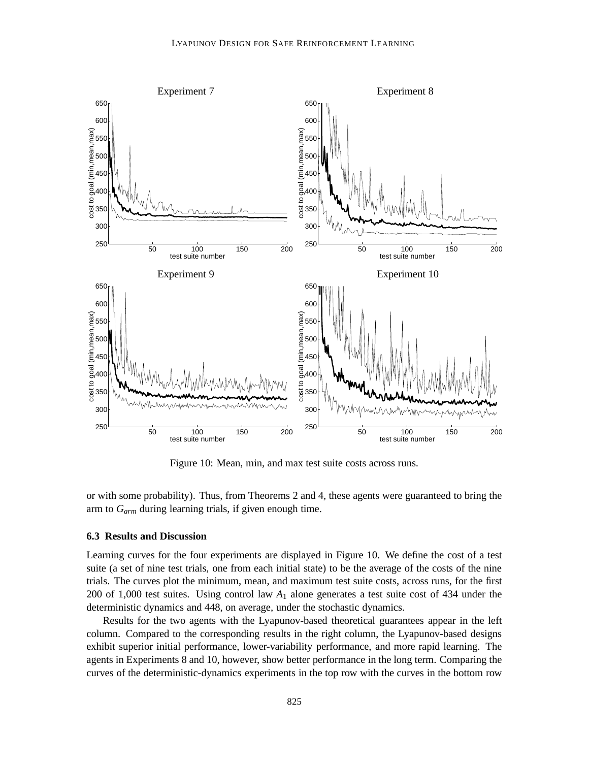Figure 10: Mean, min, and max test suite costs across runs.

or with some probability). Thus, from Theorems 2 and 4, these agents were guaranteed to bring the arm to $G_{arm}$ during learning trials, if given enough time.

### 6.3 Results and Discussion

Learning curves for the four experiments are displayed in Figure 10. We define the cost of a test suite (a set of nine test trials, one from each initial state) to be the average of the costs of the nine trials. The curves plot the minimum, mean, and maximum test suite costs, across runs, for the first 200 of 1,000 test suites. Using control law $A_1$ alone generates a test suite cost of 434 under the deterministic dynamics and 448, on average, under the stochastic dynamics.

Results for the two agents with the Lyapunov-based theoretical guarantees appear in the left column. Compared to the corresponding results in the right column, the Lyapunov-based designs exhibit superior initial performance, lower-variability performance, and more rapid learning. The agents in Experiments 8 and 10, however, show better performance in the long term. Comparing the curves of the deterministic-dynamics experiments in the top row with the curves in the bottom row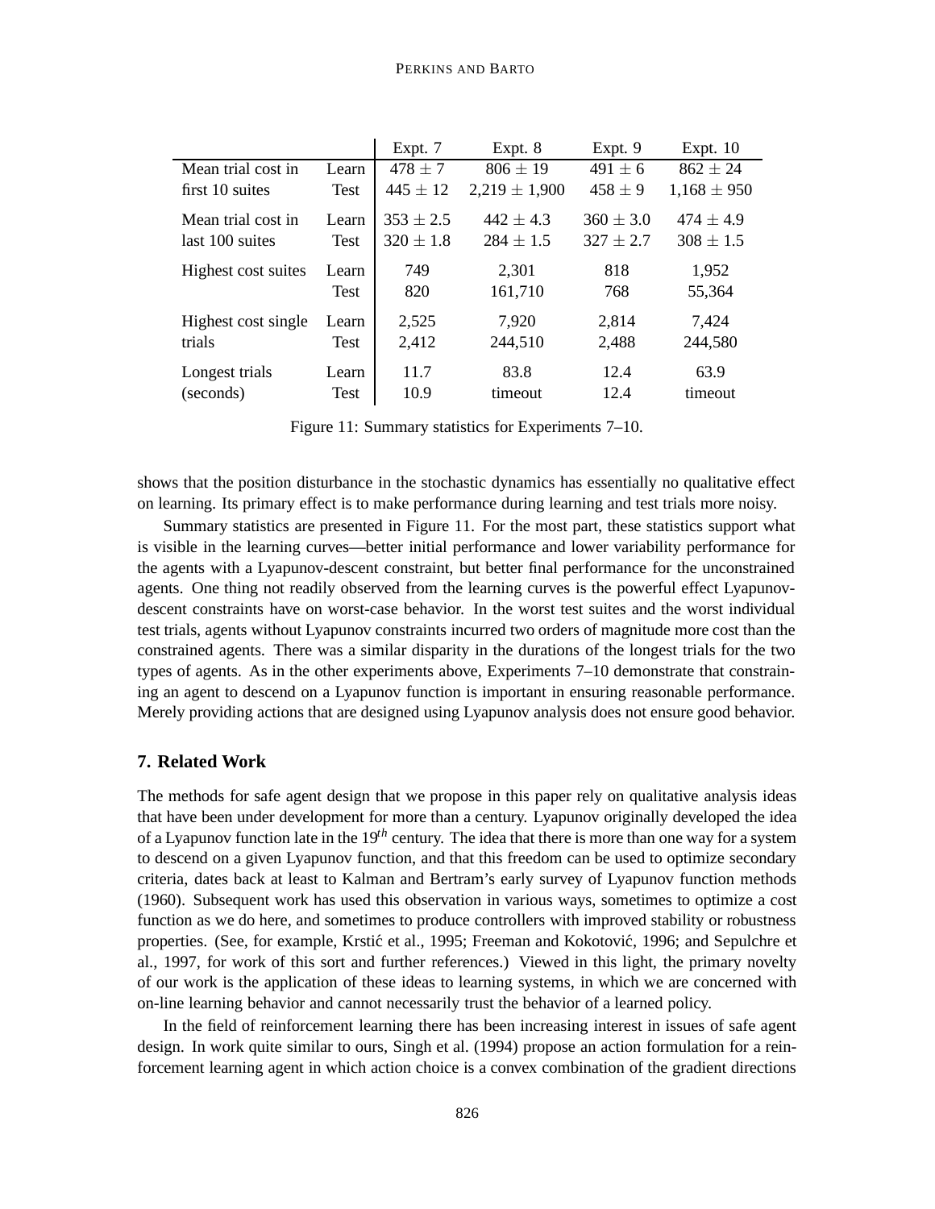| | | Expt. 7 | Expt. 8 | Expt. 9 | Expt. 10 |
|---|---|---|---|---|---|
| Mean trial cost in | Learn | $478 \pm 7$ | $806 \pm 19$ | $491 \pm 6$ | $862 \pm 24$ |
| first 10 suites | Test | $445 \pm 12$ | $2{,}219 \pm 1{,}900$ | $458 \pm 9$ | $1{,}168 \pm 950$ |
| Mean trial cost in | Learn | $353 \pm 2.5$ | $442 \pm 4.3$ | $360 \pm 3.0$ | $474 \pm 4.9$ |
| last 100 suites | Test | $320 \pm 1.8$ | $284 \pm 1.5$ | $327 \pm 2.7$ | $308 \pm 1.5$ |
| Highest cost suites | Learn | 749 | 2,301 | 818 | 1,952 |
| | Test | 820 | 161,710 | 768 | 55,364 |
| Highest cost single | Learn | 2,525 | 7,920 | 2,814 | 7,424 |
| trials | Test | 2,412 | 244,510 | 2,488 | 244,580 |
| Longest trials | Learn | 11.7 | 83.8 | 12.4 | 63.9 |
| (seconds) | Test | 10.9 | timeout | 12.4 | timeout |

Figure 11: Summary statistics for Experiments 7–10.

shows that the position disturbance in the stochastic dynamics has essentially no qualitative effect on learning. Its primary effect is to make performance during learning and test trials more noisy.

Summary statistics are presented in Figure 11. For the most part, these statistics support what is visible in the learning curves—better initial performance and lower variability performance for the agents with a Lyapunov-descent constraint, but better final performance for the unconstrained agents. One thing not readily observed from the learning curves is the powerful effect Lyapunov-descent constraints have on worst-case behavior. In the worst test suites and the worst individual test trials, agents without Lyapunov constraints incurred two orders of magnitude more cost than the constrained agents. There was a similar disparity in the durations of the longest trials for the two types of agents. As in the other experiments above, Experiments 7–10 demonstrate that constraining an agent to descend on a Lyapunov function is important in ensuring reasonable performance. Merely providing actions that are designed using Lyapunov analysis does not ensure good behavior.

## 7. Related Work

The methods for safe agent design that we propose in this paper rely on qualitative analysis ideas that have been under development for more than a century. Lyapunov originally developed the idea of a Lyapunov function late in the $19^{th}$ century. The idea that there is more than one way for a system to descend on a given Lyapunov function, and that this freedom can be used to optimize secondary criteria, dates back at least to Kalman and Bertram's early survey of Lyapunov function methods (1960). Subsequent work has used this observation in various ways, sometimes to optimize a cost function as we do here, and sometimes to produce controllers with improved stability or robustness properties. (See, for example, Krstić et al., 1995; Freeman and Kokotović, 1996; and Sepulchre et al., 1997, for work of this sort and further references.) Viewed in this light, the primary novelty of our work is the application of these ideas to learning systems, in which we are concerned with on-line learning behavior and cannot necessarily trust the behavior of a learned policy.

In the field of reinforcement learning there has been increasing interest in issues of safe agent design. In work quite similar to ours, Singh et al. (1994) propose an action formulation for a reinforcement learning agent in which action choice is a convex combination of the gradient directions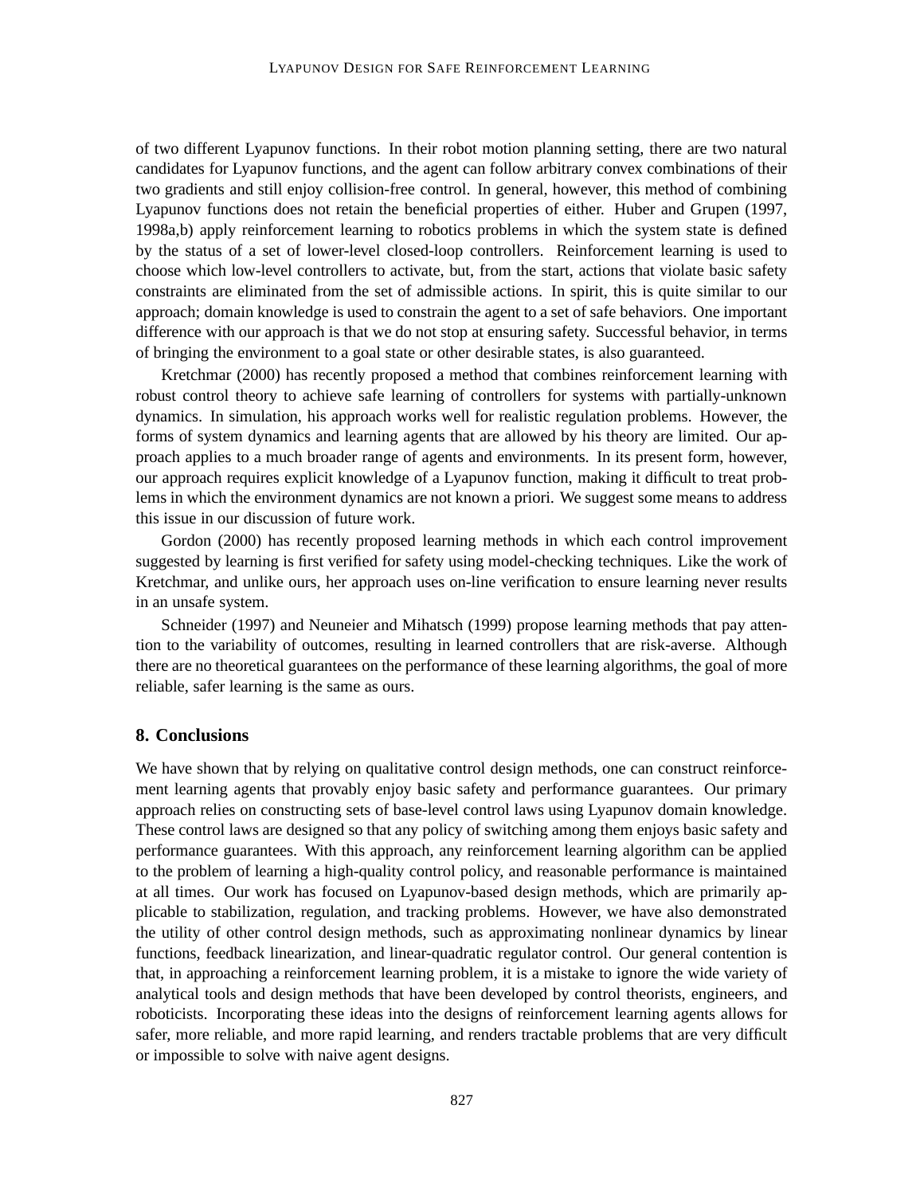of two different Lyapunov functions. In their robot motion planning setting, there are two natural candidates for Lyapunov functions, and the agent can follow arbitrary convex combinations of their two gradients and still enjoy collision-free control. In general, however, this method of combining Lyapunov functions does not retain the beneficial properties of either. Huber and Grupen (1997, 1998a,b) apply reinforcement learning to robotics problems in which the system state is defined by the status of a set of lower-level closed-loop controllers. Reinforcement learning is used to choose which low-level controllers to activate, but, from the start, actions that violate basic safety constraints are eliminated from the set of admissible actions. In spirit, this is quite similar to our approach; domain knowledge is used to constrain the agent to a set of safe behaviors. One important difference with our approach is that we do not stop at ensuring safety. Successful behavior, in terms of bringing the environment to a goal state or other desirable states, is also guaranteed.

Kretchmar (2000) has recently proposed a method that combines reinforcement learning with robust control theory to achieve safe learning of controllers for systems with partially-unknown dynamics. In simulation, his approach works well for realistic regulation problems. However, the forms of system dynamics and learning agents that are allowed by his theory are limited. Our approach applies to a much broader range of agents and environments. In its present form, however, our approach requires explicit knowledge of a Lyapunov function, making it difficult to treat problems in which the environment dynamics are not known a priori. We suggest some means to address this issue in our discussion of future work.

Gordon (2000) has recently proposed learning methods in which each control improvement suggested by learning is first verified for safety using model-checking techniques. Like the work of Kretchmar, and unlike ours, her approach uses on-line verification to ensure learning never results in an unsafe system.

Schneider (1997) and Neuneier and Mihatsch (1999) propose learning methods that pay attention to the variability of outcomes, resulting in learned controllers that are risk-averse. Although there are no theoretical guarantees on the performance of these learning algorithms, the goal of more reliable, safer learning is the same as ours.

## 8. Conclusions

We have shown that by relying on qualitative control design methods, one can construct reinforcement learning agents that provably enjoy basic safety and performance guarantees. Our primary approach relies on constructing sets of base-level control laws using Lyapunov domain knowledge. These control laws are designed so that any policy of switching among them enjoys basic safety and performance guarantees. With this approach, any reinforcement learning algorithm can be applied to the problem of learning a high-quality control policy, and reasonable performance is maintained at all times. Our work has focused on Lyapunov-based design methods, which are primarily applicable to stabilization, regulation, and tracking problems. However, we have also demonstrated the utility of other control design methods, such as approximating nonlinear dynamics by linear functions, feedback linearization, and linear-quadratic regulator control. Our general contention is that, in approaching a reinforcement learning problem, it is a mistake to ignore the wide variety of analytical tools and design methods that have been developed by control theorists, engineers, and roboticists. Incorporating these ideas into the designs of reinforcement learning agents allows for safer, more reliable, and more rapid learning, and renders tractable problems that are very difficult or impossible to solve with naive agent designs.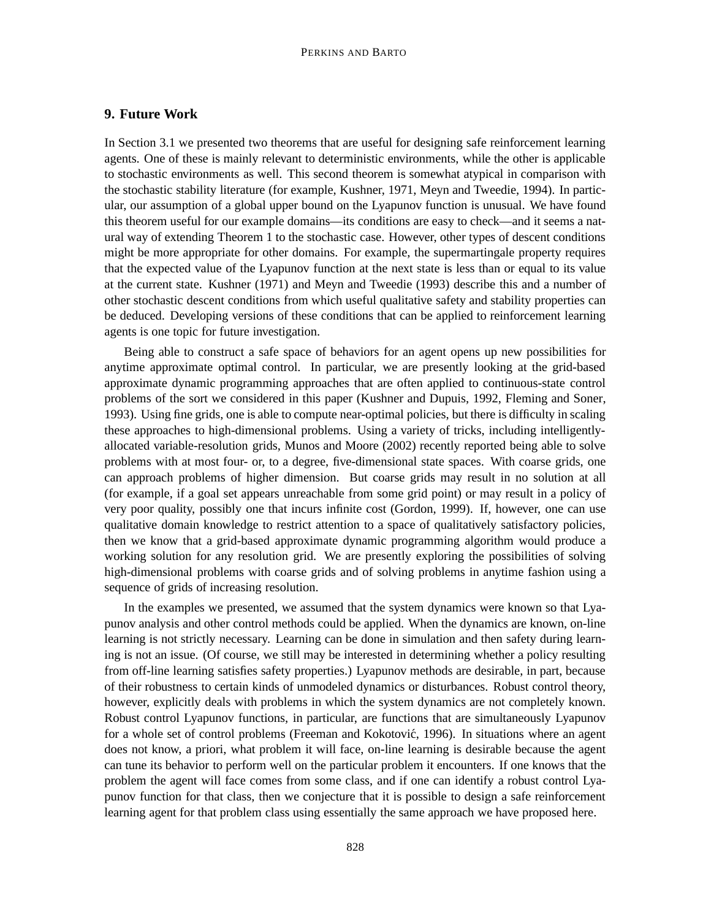## 9. Future Work

In Section 3.1 we presented two theorems that are useful for designing safe reinforcement learning agents. One of these is mainly relevant to deterministic environments, while the other is applicable to stochastic environments as well. This second theorem is somewhat atypical in comparison with the stochastic stability literature (for example, Kushner, 1971, Meyn and Tweedie, 1994). In particular, our assumption of a global upper bound on the Lyapunov function is unusual. We have found this theorem useful for our example domains—its conditions are easy to check—and it seems a natural way of extending Theorem 1 to the stochastic case. However, other types of descent conditions might be more appropriate for other domains. For example, the supermartingale property requires that the expected value of the Lyapunov function at the next state is less than or equal to its value at the current state. Kushner (1971) and Meyn and Tweedie (1993) describe this and a number of other stochastic descent conditions from which useful qualitative safety and stability properties can be deduced. Developing versions of these conditions that can be applied to reinforcement learning agents is one topic for future investigation.

Being able to construct a safe space of behaviors for an agent opens up new possibilities for anytime approximate optimal control. In particular, we are presently looking at the grid-based approximate dynamic programming approaches that are often applied to continuous-state control problems of the sort we considered in this paper (Kushner and Dupuis, 1992, Fleming and Soner, 1993). Using fine grids, one is able to compute near-optimal policies, but there is difficulty in scaling these approaches to high-dimensional problems. Using a variety of tricks, including intelligently-allocated variable-resolution grids, Munos and Moore (2002) recently reported being able to solve problems with at most four- or, to a degree, five-dimensional state spaces. With coarse grids, one can approach problems of higher dimension. But coarse grids may result in no solution at all (for example, if a goal set appears unreachable from some grid point) or may result in a policy of very poor quality, possibly one that incurs infinite cost (Gordon, 1999). If, however, one can use qualitative domain knowledge to restrict attention to a space of qualitatively satisfactory policies, then we know that a grid-based approximate dynamic programming algorithm would produce a working solution for any resolution grid. We are presently exploring the possibilities of solving high-dimensional problems with coarse grids and of solving problems in anytime fashion using a sequence of grids of increasing resolution.

In the examples we presented, we assumed that the system dynamics were known so that Lyapunov analysis and other control methods could be applied. When the dynamics are known, on-line learning is not strictly necessary. Learning can be done in simulation and then safety during learning is not an issue. (Of course, we still may be interested in determining whether a policy resulting from off-line learning satisfies safety properties.) Lyapunov methods are desirable, in part, because of their robustness to certain kinds of unmodeled dynamics or disturbances. Robust control theory, however, explicitly deals with problems in which the system dynamics are not completely known. Robust control Lyapunov functions, in particular, are functions that are simultaneously Lyapunov for a whole set of control problems (Freeman and Kokotović, 1996). In situations where an agent does not know, a priori, what problem it will face, on-line learning is desirable because the agent can tune its behavior to perform well on the particular problem it encounters. If one knows that the problem the agent will face comes from some class, and if one can identify a robust control Lyapunov function for that class, then we conjecture that it is possible to design a safe reinforcement learning agent for that problem class using essentially the same approach we have proposed here.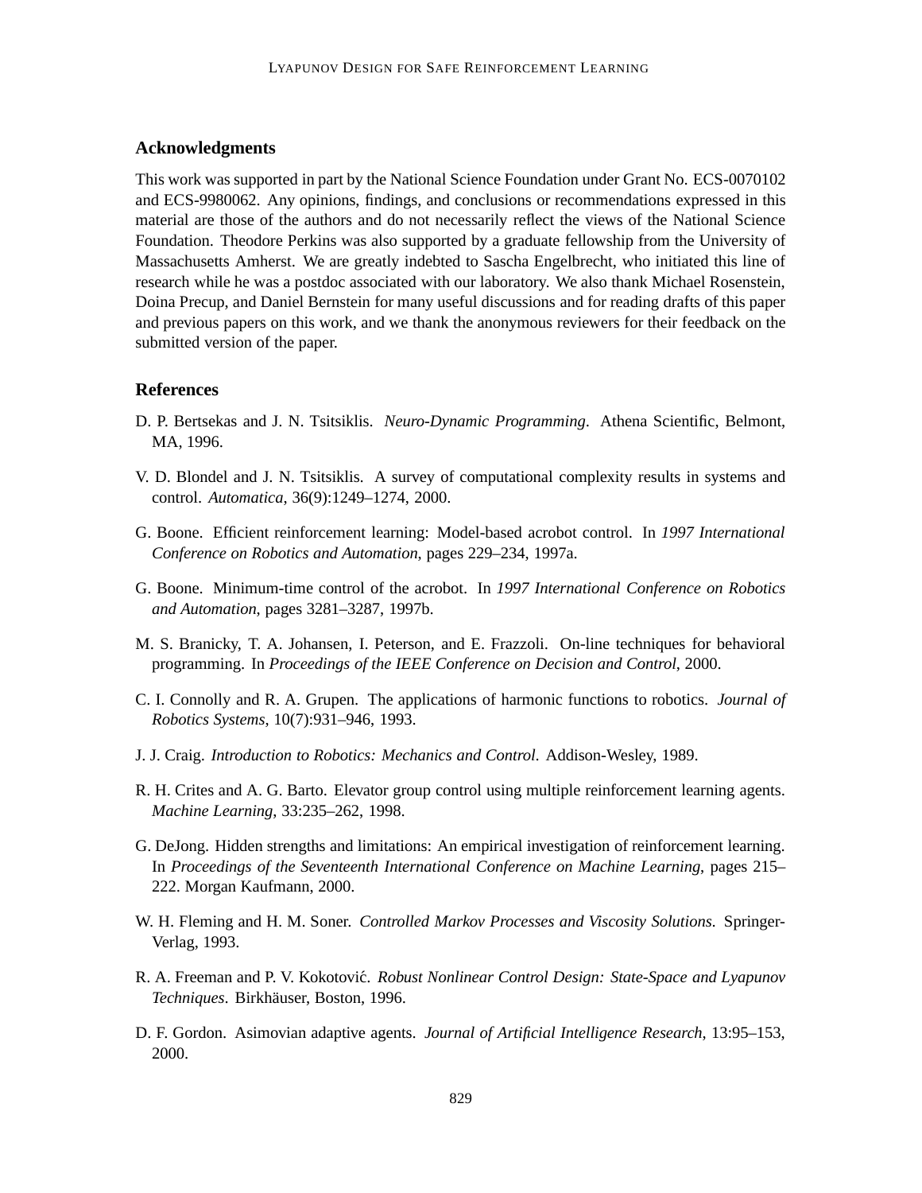## Acknowledgments

This work was supported in part by the National Science Foundation under Grant No. ECS-0070102 and ECS-9980062. Any opinions, findings, and conclusions or recommendations expressed in this material are those of the authors and do not necessarily reflect the views of the National Science Foundation. Theodore Perkins was also supported by a graduate fellowship from the University of Massachusetts Amherst. We are greatly indebted to Sascha Engelbrecht, who initiated this line of research while he was a postdoc associated with our laboratory. We also thank Michael Rosenstein, Doina Precup, and Daniel Bernstein for many useful discussions and for reading drafts of this paper and previous papers on this work, and we thank the anonymous reviewers for their feedback on the submitted version of the paper.

## References

D. P. Bertsekas and J. N. Tsitsiklis. *Neuro-Dynamic Programming*. Athena Scientific, Belmont, MA, 1996.

V. D. Blondel and J. N. Tsitsiklis. A survey of computational complexity results in systems and control. *Automatica*, 36(9):1249–1274, 2000.

G. Boone. Efficient reinforcement learning: Model-based acrobot control. In *1997 International Conference on Robotics and Automation*, pages 229–234, 1997a.

G. Boone. Minimum-time control of the acrobot. In *1997 International Conference on Robotics and Automation*, pages 3281–3287, 1997b.

M. S. Branicky, T. A. Johansen, I. Peterson, and E. Frazzoli. On-line techniques for behavioral programming. In *Proceedings of the IEEE Conference on Decision and Control*, 2000.

C. I. Connolly and R. A. Grupen. The applications of harmonic functions to robotics. *Journal of Robotics Systems*, 10(7):931–946, 1993.

J. J. Craig. *Introduction to Robotics: Mechanics and Control*. Addison-Wesley, 1989.

R. H. Crites and A. G. Barto. Elevator group control using multiple reinforcement learning agents. *Machine Learning*, 33:235–262, 1998.

G. DeJong. Hidden strengths and limitations: An empirical investigation of reinforcement learning. In *Proceedings of the Seventeenth International Conference on Machine Learning*, pages 215–222. Morgan Kaufmann, 2000.

W. H. Fleming and H. M. Soner. *Controlled Markov Processes and Viscosity Solutions*. Springer-Verlag, 1993.

R. A. Freeman and P. V. Kokotović. *Robust Nonlinear Control Design: State-Space and Lyapunov Techniques*. Birkhäuser, Boston, 1996.

D. F. Gordon. Asimovian adaptive agents. *Journal of Artificial Intelligence Research*, 13:95–153, 2000.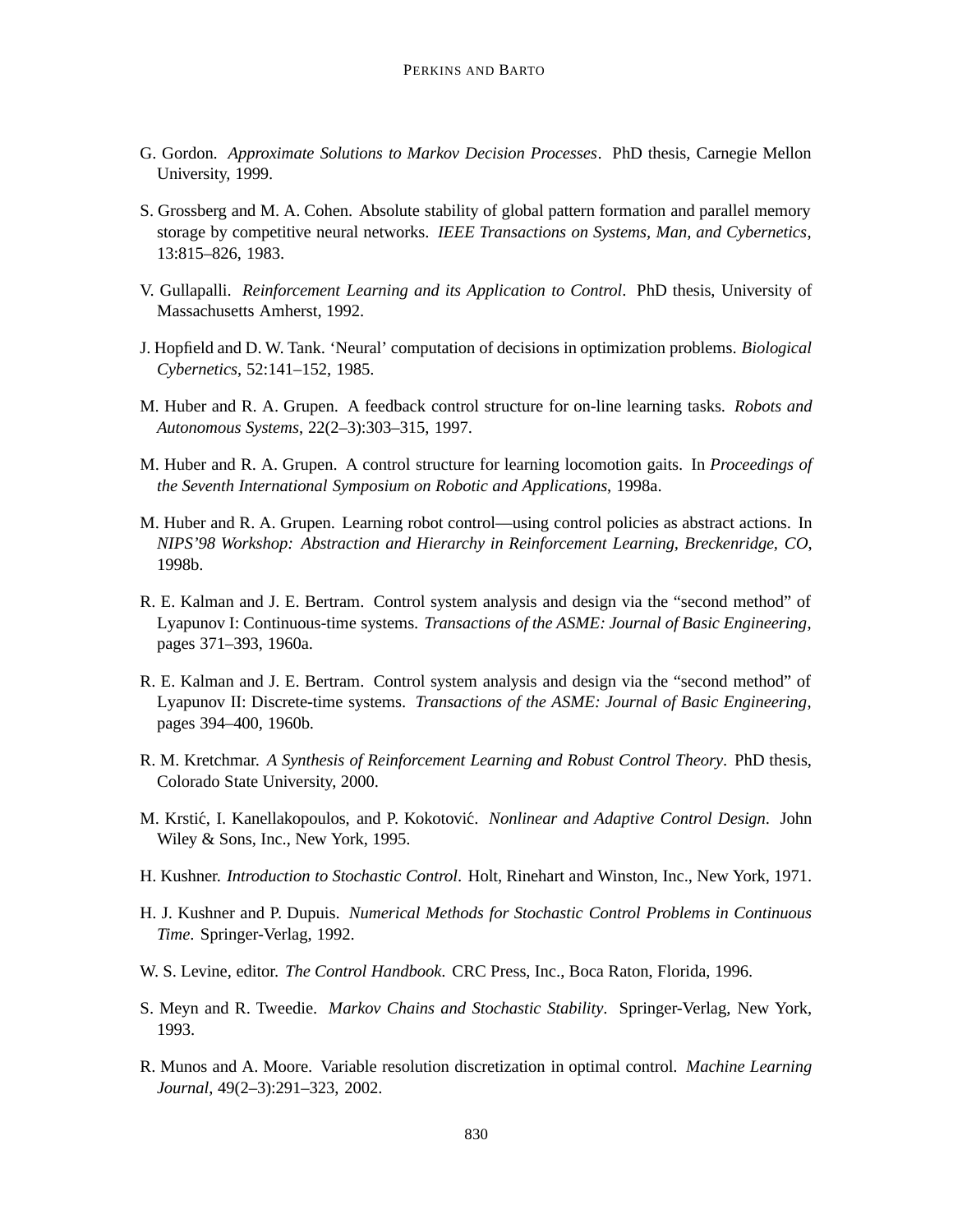G. Gordon. *Approximate Solutions to Markov Decision Processes*. PhD thesis, Carnegie Mellon University, 1999.

S. Grossberg and M. A. Cohen. Absolute stability of global pattern formation and parallel memory storage by competitive neural networks. *IEEE Transactions on Systems, Man, and Cybernetics*, 13:815–826, 1983.

V. Gullapalli. *Reinforcement Learning and its Application to Control*. PhD thesis, University of Massachusetts Amherst, 1992.

J. Hopfield and D. W. Tank. 'Neural' computation of decisions in optimization problems. *Biological Cybernetics*, 52:141–152, 1985.

M. Huber and R. A. Grupen. A feedback control structure for on-line learning tasks. *Robots and Autonomous Systems*, 22(2–3):303–315, 1997.

M. Huber and R. A. Grupen. A control structure for learning locomotion gaits. In *Proceedings of the Seventh International Symposium on Robotic and Applications*, 1998a.

M. Huber and R. A. Grupen. Learning robot control—using control policies as abstract actions. In *NIPS'98 Workshop: Abstraction and Hierarchy in Reinforcement Learning, Breckenridge, CO*, 1998b.

R. E. Kalman and J. E. Bertram. Control system analysis and design via the "second method" of Lyapunov I: Continuous-time systems. *Transactions of the ASME: Journal of Basic Engineering*, pages 371–393, 1960a.

R. E. Kalman and J. E. Bertram. Control system analysis and design via the "second method" of Lyapunov II: Discrete-time systems. *Transactions of the ASME: Journal of Basic Engineering*, pages 394–400, 1960b.

R. M. Kretchmar. *A Synthesis of Reinforcement Learning and Robust Control Theory*. PhD thesis, Colorado State University, 2000.

M. Krstić, I. Kanellakopoulos, and P. Kokotović. *Nonlinear and Adaptive Control Design*. John Wiley & Sons, Inc., New York, 1995.

H. Kushner. *Introduction to Stochastic Control*. Holt, Rinehart and Winston, Inc., New York, 1971.

H. J. Kushner and P. Dupuis. *Numerical Methods for Stochastic Control Problems in Continuous Time*. Springer-Verlag, 1992.

W. S. Levine, editor. *The Control Handbook*. CRC Press, Inc., Boca Raton, Florida, 1996.

S. Meyn and R. Tweedie. *Markov Chains and Stochastic Stability*. Springer-Verlag, New York, 1993.

R. Munos and A. Moore. Variable resolution discretization in optimal control. *Machine Learning Journal*, 49(2–3):291–323, 2002.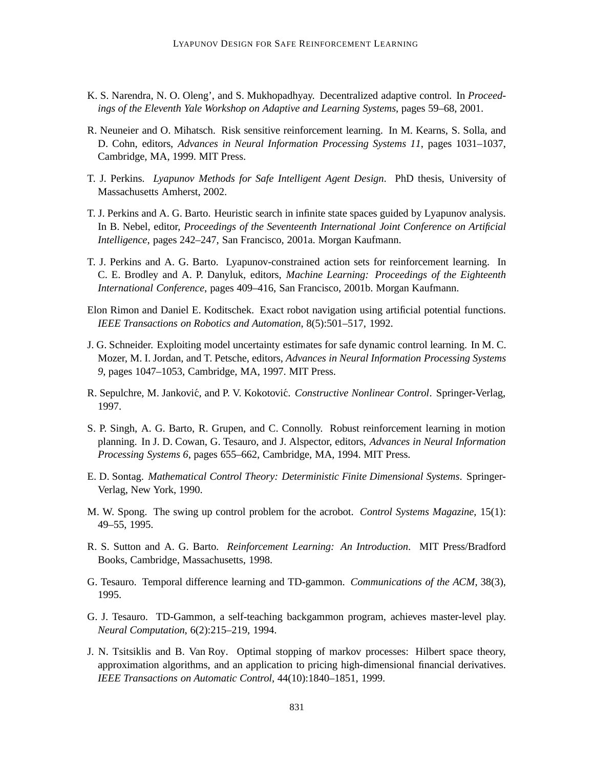K. S. Narendra, N. O. Oleng', and S. Mukhopadhyay. Decentralized adaptive control. In *Proceedings of the Eleventh Yale Workshop on Adaptive and Learning Systems*, pages 59–68, 2001.

R. Neuneier and O. Mihatsch. Risk sensitive reinforcement learning. In M. Kearns, S. Solla, and D. Cohn, editors, *Advances in Neural Information Processing Systems 11*, pages 1031–1037, Cambridge, MA, 1999. MIT Press.

T. J. Perkins. *Lyapunov Methods for Safe Intelligent Agent Design*. PhD thesis, University of Massachusetts Amherst, 2002.

T. J. Perkins and A. G. Barto. Heuristic search in infinite state spaces guided by Lyapunov analysis. In B. Nebel, editor, *Proceedings of the Seventeenth International Joint Conference on Artificial Intelligence*, pages 242–247, San Francisco, 2001a. Morgan Kaufmann.

T. J. Perkins and A. G. Barto. Lyapunov-constrained action sets for reinforcement learning. In C. E. Brodley and A. P. Danyluk, editors, *Machine Learning: Proceedings of the Eighteenth International Conference*, pages 409–416, San Francisco, 2001b. Morgan Kaufmann.

Elon Rimon and Daniel E. Koditschek. Exact robot navigation using artificial potential functions. *IEEE Transactions on Robotics and Automation*, 8(5):501–517, 1992.

J. G. Schneider. Exploiting model uncertainty estimates for safe dynamic control learning. In M. C. Mozer, M. I. Jordan, and T. Petsche, editors, *Advances in Neural Information Processing Systems 9*, pages 1047–1053, Cambridge, MA, 1997. MIT Press.

R. Sepulchre, M. Janković, and P. V. Kokotović. *Constructive Nonlinear Control*. Springer-Verlag, 1997.

S. P. Singh, A. G. Barto, R. Grupen, and C. Connolly. Robust reinforcement learning in motion planning. In J. D. Cowan, G. Tesauro, and J. Alspector, editors, *Advances in Neural Information Processing Systems 6*, pages 655–662, Cambridge, MA, 1994. MIT Press.

E. D. Sontag. *Mathematical Control Theory: Deterministic Finite Dimensional Systems*. Springer-Verlag, New York, 1990.

M. W. Spong. The swing up control problem for the acrobot. *Control Systems Magazine*, 15(1): 49–55, 1995.

R. S. Sutton and A. G. Barto. *Reinforcement Learning: An Introduction*. MIT Press/Bradford Books, Cambridge, Massachusetts, 1998.

G. Tesauro. Temporal difference learning and TD-gammon. *Communications of the ACM*, 38(3), 1995.

G. J. Tesauro. TD-Gammon, a self-teaching backgammon program, achieves master-level play. *Neural Computation*, 6(2):215–219, 1994.

J. N. Tsitsiklis and B. Van Roy. Optimal stopping of markov processes: Hilbert space theory, approximation algorithms, and an application to pricing high-dimensional financial derivatives. *IEEE Transactions on Automatic Control*, 44(10):1840–1851, 1999.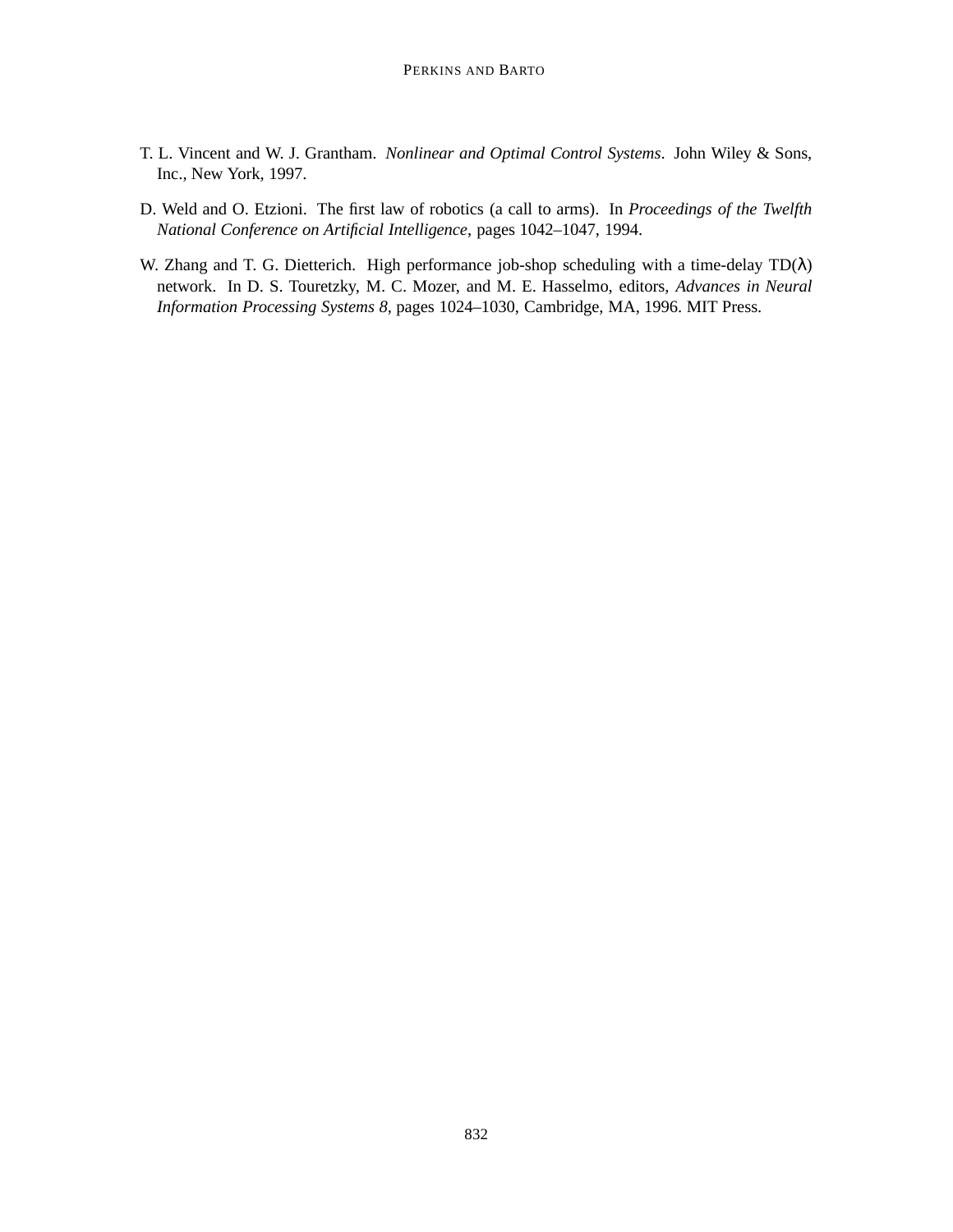T. L. Vincent and W. J. Grantham. *Nonlinear and Optimal Control Systems*. John Wiley & Sons, Inc., New York, 1997.

D. Weld and O. Etzioni. The first law of robotics (a call to arms). In *Proceedings of the Twelfth National Conference on Artificial Intelligence*, pages 1042–1047, 1994.

W. Zhang and T. G. Dietterich. High performance job-shop scheduling with a time-delay TD($\lambda$) network. In D. S. Touretzky, M. C. Mozer, and M. E. Hasselmo, editors, *Advances in Neural Information Processing Systems 8*, pages 1024–1030, Cambridge, MA, 1996. MIT Press.